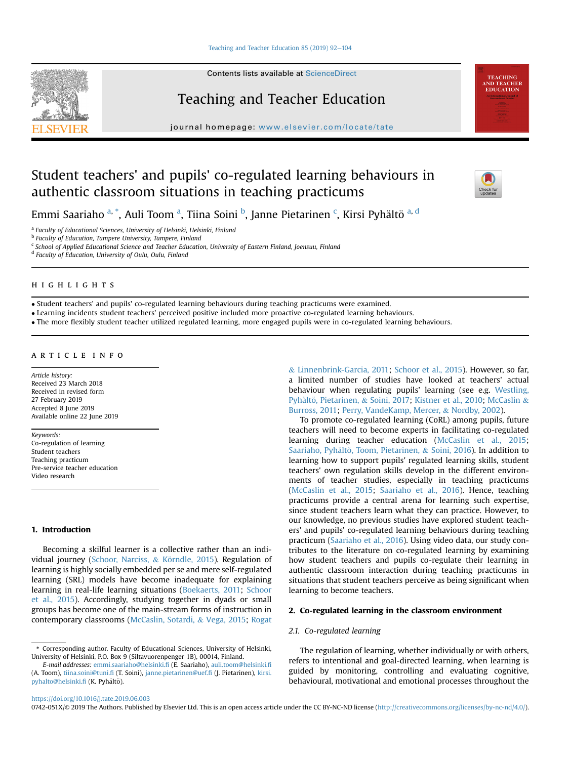# Student teachers' and pupils' co-regulated learning behaviours in authentic classroom situations in teaching practicums

Emmi Saariaho [a,*], Auli Toom [a], Tiina Soini [b], Janne Pietarinen [c], Kirsi Pyhältö [a,d]

[a] Faculty of Educational Sciences, University of Helsinki, Helsinki, Finland
[b] Faculty of Education, Tampere University, Tampere, Finland
[c] School of Applied Educational Science and Teacher Education, University of Eastern Finland, Joensuu, Finland
[d] Faculty of Education, University of Oulu, Oulu, Finland

## HIGHLIGHTS

- Student teachers' and pupils' co-regulated learning behaviours during teaching practicums were examined.
- Learning incidents student teachers' perceived positive included more proactive co-regulated learning behaviours.
- The more flexibly student teacher utilized regulated learning, more engaged pupils were in co-regulated learning behaviours.

## ARTICLE INFO

*Article history:*
Received 23 March 2018
Received in revised form
27 February 2019
Accepted 8 June 2019
Available online 22 June 2019

*Keywords:*
Co-regulation of learning
Student teachers
Teaching practicum
Pre-service teacher education
Video research

## 1. Introduction

Becoming a skilful learner is a collective rather than an individual journey (Schoor, Narciss, & Körndle, 2015). Regulation of learning is highly socially embedded per se and mere self-regulated learning (SRL) models have become inadequate for explaining learning in real-life learning situations (Boekaerts, 2011; Schoor et al., 2015). Accordingly, studying together in dyads or small groups has become one of the main-stream forms of instruction in contemporary classrooms (McCaslin, Sotardi, & Vega, 2015; Rogat & Linnenbrink-Garcia, 2011; Schoor et al., 2015). However, so far, a limited number of studies have looked at teachers' actual behaviour when regulating pupils' learning (see e.g. Westling, Pyhältö, Pietarinen, & Soini, 2017; Kistner et al., 2010; McCaslin & Burross, 2011; Perry, VandeKamp, Mercer, & Nordby, 2002).

To promote co-regulated learning (CoRL) among pupils, future teachers will need to become experts in facilitating co-regulated learning during teacher education (McCaslin et al., 2015; Saariaho, Pyhältö, Toom, Pietarinen, & Soini, 2016). In addition to learning how to support pupils' regulated learning skills, student teachers' own regulation skills develop in the different environments of teacher studies, especially in teaching practicums (McCaslin et al., 2015; Saariaho et al., 2016). Hence, teaching practicums provide a central arena for learning such expertise, since student teachers learn what they can practice. However, to our knowledge, no previous studies have explored student teachers' and pupils' co-regulated learning behaviours during teaching practicum (Saariaho et al., 2016). Using video data, our study contributes to the literature on co-regulated learning by examining how student teachers and pupils co-regulate their learning in authentic classroom interaction during teaching practicums in situations that student teachers perceive as being significant when learning to become teachers.

## 2. Co-regulated learning in the classroom environment

### 2.1. Co-regulated learning

The regulation of learning, whether individually or with others, refers to intentional and goal-directed learning, when learning is guided by monitoring, controlling and evaluating cognitive, behavioural, motivational and emotional processes throughout the

\* Corresponding author. Faculty of Educational Sciences, University of Helsinki, University of Helsinki, P.O. Box 9 (Siltavuorenpenger 1B), 00014, Finland.
*E-mail addresses:* emmi.saariaho@helsinki.fi (E. Saariaho), auli.toom@helsinki.fi (A. Toom), tiina.soini@tuni.fi (T. Soini), janne.pietarinen@uef.fi (J. Pietarinen), kirsi.pyhalto@helsinki.fi (K. Pyhältö).

https://doi.org/10.1016/j.tate.2019.06.003
0742-051X/© 2019 The Authors. Published by Elsevier Ltd. This is an open access article under the CC BY-NC-ND license (http://creativecommons.org/licenses/by-nc-nd/4.0/).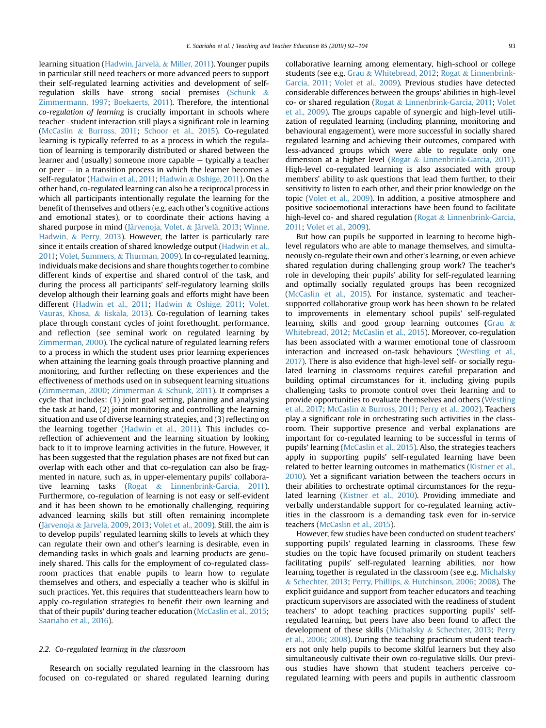learning situation (Hadwin, Järvelä, & Miller, 2011). Younger pupils in particular still need teachers or more advanced peers to support their self-regulated learning activities and development of self-regulation skills have strong social premises (Schunk & Zimmermann, 1997; Boekaerts, 2011). Therefore, the intentional *co-regulation of learning* is crucially important in schools where teacher–student interaction still plays a significant role in learning (McCaslin & Burross, 2011; Schoor et al., 2015). Co-regulated learning is typically referred to as a process in which the regulation of learning is temporarily distributed or shared between the learner and (usually) someone more capable – typically a teacher or peer – in a transition process in which the learner becomes a self-regulator (Hadwin et al., 2011; Hadwin & Oshige, 2011). On the other hand, co-regulated learning can also be a reciprocal process in which all participants intentionally regulate the learning for the benefit of themselves and others (e.g. each other's cognitive actions and emotional states), or to coordinate their actions having a shared purpose in mind (Järvenoja, Volet, & Järvelä, 2013; Winne, Hadwin, & Perry, 2013). However, the latter is particularly rare since it entails creation of shared knowledge output (Hadwin et al., 2011; Volet, Summers, & Thurman, 2009). In co-regulated learning, individuals make decisions and share thoughts together to combine different kinds of expertise and shared control of the task, and during the process all participants' self-regulatory learning skills develop although their learning goals and efforts might have been different (Hadwin et al., 2011; Hadwin & Oshige, 2011; Volet, Vauras, Khosa, & Iiskala, 2013). Co-regulation of learning takes place through constant cycles of joint forethought, performance, and reflection (see seminal work on regulated learning by Zimmerman, 2000). The cyclical nature of regulated learning refers to a process in which the student uses prior learning experiences when attaining the learning goals through proactive planning and monitoring, and further reflecting on these experiences and the effectiveness of methods used on in subsequent learning situations (Zimmerman, 2000; Zimmerman & Schunk, 2011). It comprises a cycle that includes: (1) joint goal setting, planning and analysing the task at hand, (2) joint monitoring and controlling the learning situation and use of diverse learning strategies, and (3) reflecting on the learning together (Hadwin et al., 2011). This includes co-reflection of achievement and the learning situation by looking back to it to improve learning activities in the future. However, it has been suggested that the regulation phases are not fixed but can overlap with each other and that co-regulation can also be fragmented in nature, such as, in upper-elementary pupils' collaborative learning tasks (Rogat & Linnenbrink-Garcia, 2011). Furthermore, co-regulation of learning is not easy or self-evident and it has been shown to be emotionally challenging, requiring advanced learning skills but still often remaining incomplete (Järvenoja & Järvelä, 2009, 2013; Volet et al., 2009). Still, the aim is to develop pupils' regulated learning skills to levels at which they can regulate their own and other's learning is desirable, even in demanding tasks in which goals and learning products are genuinely shared. This calls for the employment of co-regulated classroom practices that enable pupils to learn how to regulate themselves and others, and especially a teacher who is skilful in such practices. Yet, this requires that studentteachers learn how to apply co-regulation strategies to benefit their own learning and that of their pupils' during teacher education (McCaslin et al., 2015; Saariaho et al., 2016).

### 2.2. Co-regulated learning in the classroom

Research on socially regulated learning in the classroom has focused on co-regulated or shared regulated learning during collaborative learning among elementary, high-school or college students (see e.g. Grau & Whitebread, 2012; Rogat & Linnenbrink-Garcia, 2011; Volet et al., 2009). Previous studies have detected considerable differences between the groups' abilities in high-level co- or shared regulation (Rogat & Linnenbrink-Garcia, 2011; Volet et al., 2009). The groups capable of synergic and high-level utilization of regulated learning (including planning, monitoring and behavioural engagement), were more successful in socially shared regulated learning and achieving their outcomes, compared with less-advanced groups which were able to regulate only one dimension at a higher level (Rogat & Linnenbrink-Garcia, 2011). High-level co-regulated learning is also associated with group members' ability to ask questions that lead them further, to their sensitivity to listen to each other, and their prior knowledge on the topic (Volet et al., 2009). In addition, a positive atmosphere and positive socioemotional interactions have been found to facilitate high-level co- and shared regulation (Rogat & Linnenbrink-Garcia, 2011; Volet et al., 2009).

But how can pupils be supported in learning to become high-level regulators who are able to manage themselves, and simultaneously co-regulate their own and other's learning, or even achieve shared regulation during challenging group work? The teacher's role in developing their pupils' ability for self-regulated learning and optimally socially regulated groups has been recognized (McCaslin et al., 2015). For instance, systematic and teacher-supported collaborative group work has been shown to be related to improvements in elementary school pupils' self-regulated learning skills and good group learning outcomes (Grau & Whitebread, 2012; McCaslin et al., 2015). Moreover, co-regulation has been associated with a warmer emotional tone of classroom interaction and increased on-task behaviours (Westling et al., 2017). There is also evidence that high-level self- or socially regulated learning in classrooms requires careful preparation and building optimal circumstances for it, including giving pupils challenging tasks to promote control over their learning and to provide opportunities to evaluate themselves and others (Westling et al., 2017; McCaslin & Burross, 2011; Perry et al., 2002). Teachers play a significant role in orchestrating such activities in the classroom. Their supportive presence and verbal explanations are important for co-regulated learning to be successful in terms of pupils' learning (McCaslin et al., 2015). Also, the strategies teachers apply in supporting pupils' self-regulated learning have been related to better learning outcomes in mathematics (Kistner et al., 2010). Yet a significant variation between the teachers occurs in their abilities to orchestrate optimal circumstances for the regulated learning (Kistner et al., 2010). Providing immediate and verbally understandable support for co-regulated learning activities in the classroom is a demanding task even for in-service teachers (McCaslin et al., 2015).

However, few studies have been conducted on student teachers' supporting pupils' regulated learning in classrooms. These few studies on the topic have focused primarily on student teachers facilitating pupils' self-regulated learning abilities, nor how learning together is regulated in the classroom (see e.g. Michalsky & Schechter, 2013; Perry, Phillips, & Hutchinson, 2006; 2008). The explicit guidance and support from teacher educators and teaching practicum supervisors are associated with the readiness of student teachers' to adopt teaching practices supporting pupils' self-regulated learning, but peers have also been found to affect the development of these skills (Michalsky & Schechter, 2013; Perry et al., 2006; 2008). During the teaching practicum student teachers not only help pupils to become skilful learners but they also simultaneously cultivate their own co-regulative skills. Our previous studies have shown that student teachers perceive co-regulated learning with peers and pupils in authentic classroom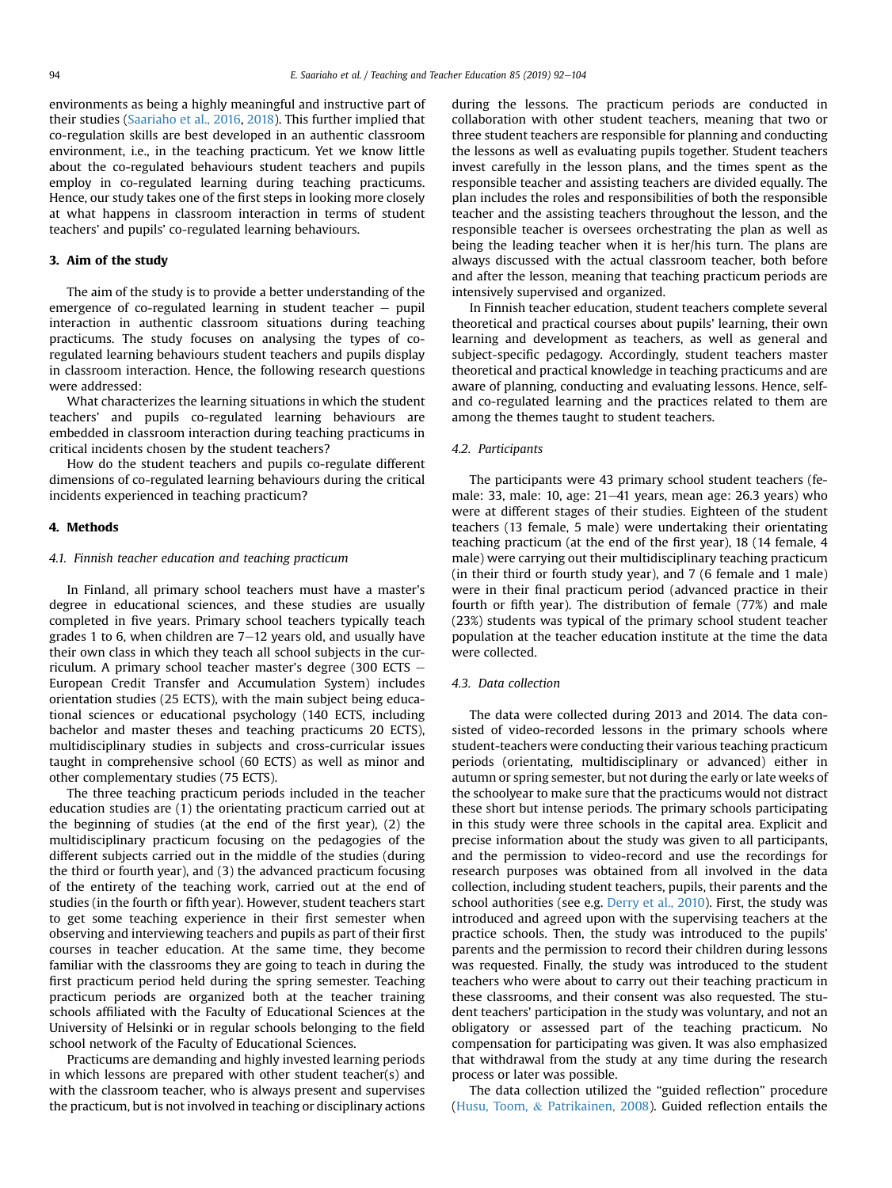environments as being a highly meaningful and instructive part of their studies (Saariaho et al., 2016, 2018). This further implied that co-regulation skills are best developed in an authentic classroom environment, i.e., in the teaching practicum. Yet we know little about the co-regulated behaviours student teachers and pupils employ in co-regulated learning during teaching practicums. Hence, our study takes one of the first steps in looking more closely at what happens in classroom interaction in terms of student teachers' and pupils' co-regulated learning behaviours.

## 3. Aim of the study

The aim of the study is to provide a better understanding of the emergence of co-regulated learning in student teacher – pupil interaction in authentic classroom situations during teaching practicums. The study focuses on analysing the types of co-regulated learning behaviours student teachers and pupils display in classroom interaction. Hence, the following research questions were addressed:

What characterizes the learning situations in which the student teachers' and pupils co-regulated learning behaviours are embedded in classroom interaction during teaching practicums in critical incidents chosen by the student teachers?

How do the student teachers and pupils co-regulate different dimensions of co-regulated learning behaviours during the critical incidents experienced in teaching practicum?

## 4. Methods

### 4.1. Finnish teacher education and teaching practicum

In Finland, all primary school teachers must have a master's degree in educational sciences, and these studies are usually completed in five years. Primary school teachers typically teach grades 1 to 6, when children are 7–12 years old, and usually have their own class in which they teach all school subjects in the curriculum. A primary school teacher master's degree (300 ECTS – European Credit Transfer and Accumulation System) includes orientation studies (25 ECTS), with the main subject being educational sciences or educational psychology (140 ECTS, including bachelor and master theses and teaching practicums 20 ECTS), multidisciplinary studies in subjects and cross-curricular issues taught in comprehensive school (60 ECTS) as well as minor and other complementary studies (75 ECTS).

The three teaching practicum periods included in the teacher education studies are (1) the orientating practicum carried out at the beginning of studies (at the end of the first year), (2) the multidisciplinary practicum focusing on the pedagogies of the different subjects carried out in the middle of the studies (during the third or fourth year), and (3) the advanced practicum focusing of the entirety of the teaching work, carried out at the end of studies (in the fourth or fifth year). However, student teachers start to get some teaching experience in their first semester when observing and interviewing teachers and pupils as part of their first courses in teacher education. At the same time, they become familiar with the classrooms they are going to teach in during the first practicum period held during the spring semester. Teaching practicum periods are organized both at the teacher training schools affiliated with the Faculty of Educational Sciences at the University of Helsinki or in regular schools belonging to the field school network of the Faculty of Educational Sciences.

Practicums are demanding and highly invested learning periods in which lessons are prepared with other student teacher(s) and with the classroom teacher, who is always present and supervises the practicum, but is not involved in teaching or disciplinary actions during the lessons. The practicum periods are conducted in collaboration with other student teachers, meaning that two or three student teachers are responsible for planning and conducting the lessons as well as evaluating pupils together. Student teachers invest carefully in the lesson plans, and the times spent as the responsible teacher and assisting teachers are divided equally. The plan includes the roles and responsibilities of both the responsible teacher and the assisting teachers throughout the lesson, and the responsible teacher is oversees orchestrating the plan as well as being the leading teacher when it is her/his turn. The plans are always discussed with the actual classroom teacher, both before and after the lesson, meaning that teaching practicum periods are intensively supervised and organized.

In Finnish teacher education, student teachers complete several theoretical and practical courses about pupils' learning, their own learning and development as teachers, as well as general and subject-specific pedagogy. Accordingly, student teachers master theoretical and practical knowledge in teaching practicums and are aware of planning, conducting and evaluating lessons. Hence, self- and co-regulated learning and the practices related to them are among the themes taught to student teachers.

### 4.2. Participants

The participants were 43 primary school student teachers (female: 33, male: 10, age: 21–41 years, mean age: 26.3 years) who were at different stages of their studies. Eighteen of the student teachers (13 female, 5 male) were undertaking their orientating teaching practicum (at the end of the first year), 18 (14 female, 4 male) were carrying out their multidisciplinary teaching practicum (in their third or fourth study year), and 7 (6 female and 1 male) were in their final practicum period (advanced practice in their fourth or fifth year). The distribution of female (77%) and male (23%) students was typical of the primary school student teacher population at the teacher education institute at the time the data were collected.

### 4.3. Data collection

The data were collected during 2013 and 2014. The data consisted of video-recorded lessons in the primary schools where student-teachers were conducting their various teaching practicum periods (orientating, multidisciplinary or advanced) either in autumn or spring semester, but not during the early or late weeks of the schoolyear to make sure that the practicums would not distract these short but intense periods. The primary schools participating in this study were three schools in the capital area. Explicit and precise information about the study was given to all participants, and the permission to video-record and use the recordings for research purposes was obtained from all involved in the data collection, including student teachers, pupils, their parents and the school authorities (see e.g. Derry et al., 2010). First, the study was introduced and agreed upon with the supervising teachers at the practice schools. Then, the study was introduced to the pupils' parents and the permission to record their children during lessons was requested. Finally, the study was introduced to the student teachers who were about to carry out their teaching practicum in these classrooms, and their consent was also requested. The student teachers' participation in the study was voluntary, and not an obligatory or assessed part of the teaching practicum. No compensation for participating was given. It was also emphasized that withdrawal from the study at any time during the research process or later was possible.

The data collection utilized the "guided reflection" procedure (Husu, Toom, & Patrikainen, 2008). Guided reflection entails the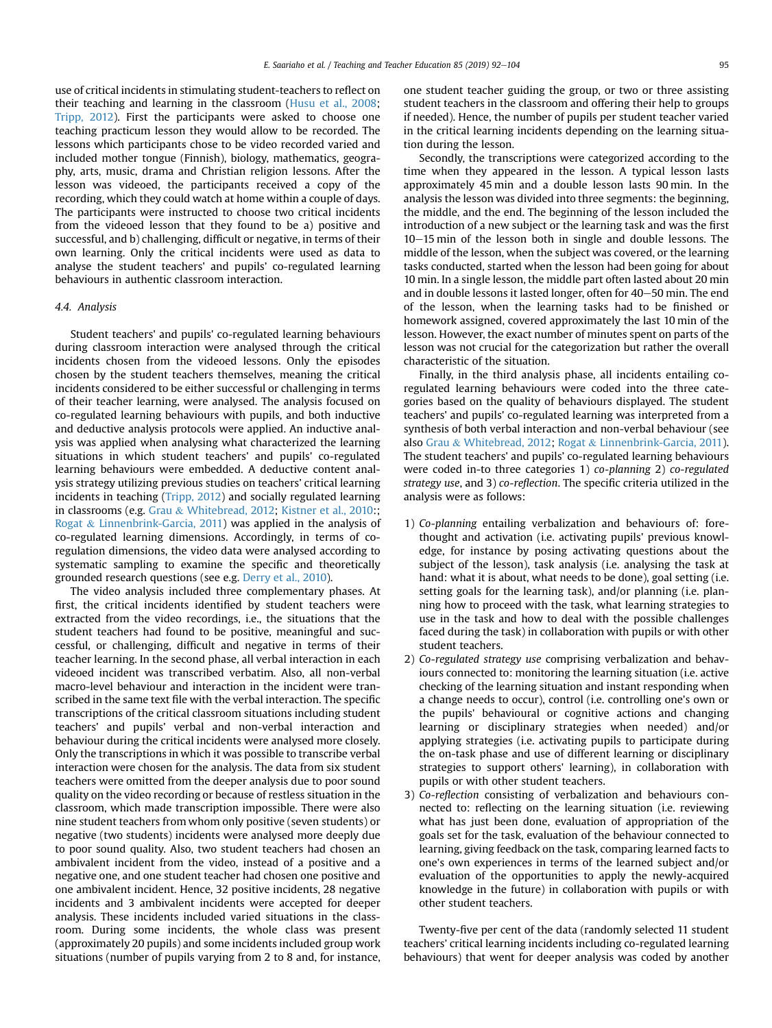use of critical incidents in stimulating student-teachers to reflect on their teaching and learning in the classroom (Husu et al., 2008; Tripp, 2012). First the participants were asked to choose one teaching practicum lesson they would allow to be recorded. The lessons which participants chose to be video recorded varied and included mother tongue (Finnish), biology, mathematics, geography, arts, music, drama and Christian religion lessons. After the lesson was videoed, the participants received a copy of the recording, which they could watch at home within a couple of days. The participants were instructed to choose two critical incidents from the videoed lesson that they found to be a) positive and successful, and b) challenging, difficult or negative, in terms of their own learning. Only the critical incidents were used as data to analyse the student teachers' and pupils' co-regulated learning behaviours in authentic classroom interaction.

### 4.4. Analysis

Student teachers' and pupils' co-regulated learning behaviours during classroom interaction were analysed through the critical incidents chosen from the videoed lessons. Only the episodes chosen by the student teachers themselves, meaning the critical incidents considered to be either successful or challenging in terms of their teacher learning, were analysed. The analysis focused on co-regulated learning behaviours with pupils, and both inductive and deductive analysis protocols were applied. An inductive analysis was applied when analysing what characterized the learning situations in which student teachers' and pupils' co-regulated learning behaviours were embedded. A deductive content analysis strategy utilizing previous studies on teachers' critical learning incidents in teaching (Tripp, 2012) and socially regulated learning in classrooms (e.g. Grau & Whitebread, 2012; Kistner et al., 2010;; Rogat & Linnenbrink-Garcia, 2011) was applied in the analysis of co-regulated learning dimensions. Accordingly, in terms of co-regulation dimensions, the video data were analysed according to systematic sampling to examine the specific and theoretically grounded research questions (see e.g. Derry et al., 2010).

The video analysis included three complementary phases. At first, the critical incidents identified by student teachers were extracted from the video recordings, i.e., the situations that the student teachers had found to be positive, meaningful and successful, or challenging, difficult and negative in terms of their teacher learning. In the second phase, all verbal interaction in each videoed incident was transcribed verbatim. Also, all non-verbal macro-level behaviour and interaction in the incident were transcribed in the same text file with the verbal interaction. The specific transcriptions of the critical classroom situations including student teachers' and pupils' verbal and non-verbal interaction and behaviour during the critical incidents were analysed more closely. Only the transcriptions in which it was possible to transcribe verbal interaction were chosen for the analysis. The data from six student teachers were omitted from the deeper analysis due to poor sound quality on the video recording or because of restless situation in the classroom, which made transcription impossible. There were also nine student teachers from whom only positive (seven students) or negative (two students) incidents were analysed more deeply due to poor sound quality. Also, two student teachers had chosen an ambivalent incident from the video, instead of a positive and a negative one, and one student teacher had chosen one positive and one ambivalent incident. Hence, 32 positive incidents, 28 negative incidents and 3 ambivalent incidents were accepted for deeper analysis. These incidents included varied situations in the classroom. During some incidents, the whole class was present (approximately 20 pupils) and some incidents included group work situations (number of pupils varying from 2 to 8 and, for instance, one student teacher guiding the group, or two or three assisting student teachers in the classroom and offering their help to groups if needed). Hence, the number of pupils per student teacher varied in the critical learning incidents depending on the learning situation during the lesson.

Secondly, the transcriptions were categorized according to the time when they appeared in the lesson. A typical lesson lasts approximately 45 min and a double lesson lasts 90 min. In the analysis the lesson was divided into three segments: the beginning, the middle, and the end. The beginning of the lesson included the introduction of a new subject or the learning task and was the first 10–15 min of the lesson both in single and double lessons. The middle of the lesson, when the subject was covered, or the learning tasks conducted, started when the lesson had been going for about 10 min. In a single lesson, the middle part often lasted about 20 min and in double lessons it lasted longer, often for 40–50 min. The end of the lesson, when the learning tasks had to be finished or homework assigned, covered approximately the last 10 min of the lesson. However, the exact number of minutes spent on parts of the lesson was not crucial for the categorization but rather the overall characteristic of the situation.

Finally, in the third analysis phase, all incidents entailing co-regulated learning behaviours were coded into the three categories based on the quality of behaviours displayed. The student teachers' and pupils' co-regulated learning was interpreted from a synthesis of both verbal interaction and non-verbal behaviour (see also Grau & Whitebread, 2012; Rogat & Linnenbrink-Garcia, 2011). The student teachers' and pupils' co-regulated learning behaviours were coded in-to three categories 1) *co-planning* 2) *co-regulated strategy use*, and 3) *co-reflection*. The specific criteria utilized in the analysis were as follows:

1) *Co-planning* entailing verbalization and behaviours of: forethought and activation (i.e. activating pupils' previous knowledge, for instance by posing activating questions about the subject of the lesson), task analysis (i.e. analysing the task at hand: what it is about, what needs to be done), goal setting (i.e. setting goals for the learning task), and/or planning (i.e. planning how to proceed with the task, what learning strategies to use in the task and how to deal with the possible challenges faced during the task) in collaboration with pupils or with other student teachers.
2) *Co-regulated strategy use* comprising verbalization and behaviours connected to: monitoring the learning situation (i.e. active checking of the learning situation and instant responding when a change needs to occur), control (i.e. controlling one's own or the pupils' behavioural or cognitive actions and changing learning or disciplinary strategies when needed) and/or applying strategies (i.e. activating pupils to participate during the on-task phase and use of different learning or disciplinary strategies to support others' learning), in collaboration with pupils or with other student teachers.
3) *Co-reflection* consisting of verbalization and behaviours connected to: reflecting on the learning situation (i.e. reviewing what has just been done, evaluation of appropriation of the goals set for the task, evaluation of the behaviour connected to learning, giving feedback on the task, comparing learned facts to one's own experiences in terms of the learned subject and/or evaluation of the opportunities to apply the newly-acquired knowledge in the future) in collaboration with pupils or with other student teachers.

Twenty-five per cent of the data (randomly selected 11 student teachers' critical learning incidents including co-regulated learning behaviours) that went for deeper analysis was coded by another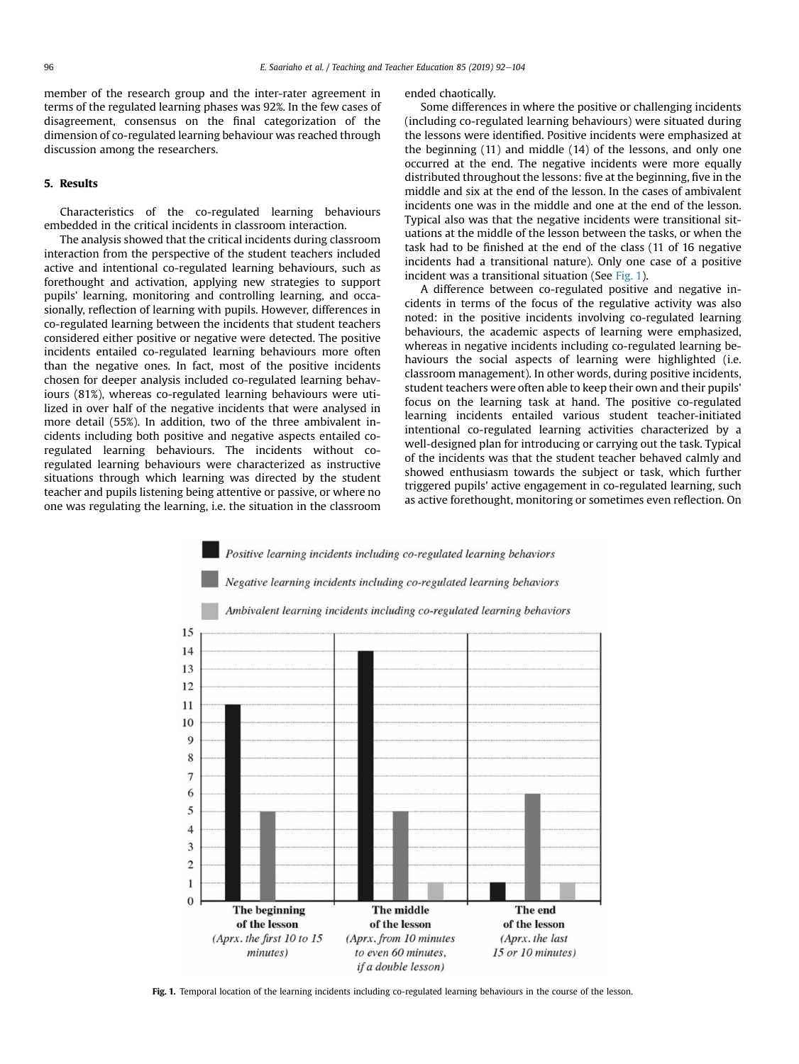member of the research group and the inter-rater agreement in terms of the regulated learning phases was 92%. In the few cases of disagreement, consensus on the final categorization of the dimension of co-regulated learning behaviour was reached through discussion among the researchers.

## 5. Results

Characteristics of the co-regulated learning behaviours embedded in the critical incidents in classroom interaction.

The analysis showed that the critical incidents during classroom interaction from the perspective of the student teachers included active and intentional co-regulated learning behaviours, such as forethought and activation, applying new strategies to support pupils' learning, monitoring and controlling learning, and occasionally, reflection of learning with pupils. However, differences in co-regulated learning between the incidents that student teachers considered either positive or negative were detected. The positive incidents entailed co-regulated learning behaviours more often than the negative ones. In fact, most of the positive incidents chosen for deeper analysis included co-regulated learning behaviours (81%), whereas co-regulated learning behaviours were utilized in over half of the negative incidents that were analysed in more detail (55%). In addition, two of the three ambivalent incidents including both positive and negative aspects entailed co-regulated learning behaviours. The incidents without co-regulated learning behaviours were characterized as instructive situations through which learning was directed by the student teacher and pupils listening being attentive or passive, or where no one was regulating the learning, i.e. the situation in the classroom ended chaotically.

Some differences in where the positive or challenging incidents (including co-regulated learning behaviours) were situated during the lessons were identified. Positive incidents were emphasized at the beginning (11) and middle (14) of the lessons, and only one occurred at the end. The negative incidents were more equally distributed throughout the lessons: five at the beginning, five in the middle and six at the end of the lesson. In the cases of ambivalent incidents one was in the middle and one at the end of the lesson. Typical also was that the negative incidents were transitional situations at the middle of the lesson between the tasks, or when the task had to be finished at the end of the class (11 of 16 negative incidents had a transitional nature). Only one case of a positive incident was a transitional situation (See Fig. 1).

A difference between co-regulated positive and negative incidents in terms of the focus of the regulative activity was also noted: in the positive incidents involving co-regulated learning behaviours, the academic aspects of learning were emphasized, whereas in negative incidents including co-regulated learning behaviours the social aspects of learning were highlighted (i.e. classroom management). In other words, during positive incidents, student teachers were often able to keep their own and their pupils' focus on the learning task at hand. The positive co-regulated learning incidents entailed various student teacher-initiated intentional co-regulated learning activities characterized by a well-designed plan for introducing or carrying out the task. Typical of the incidents was that the student teacher behaved calmly and showed enthusiasm towards the subject or task, which further triggered pupils' active engagement in co-regulated learning, such as active forethought, monitoring or sometimes even reflection. On

| | The beginning of the lesson (Aprx. the first 10 to 15 minutes) | The middle of the lesson (Aprx. from 10 minutes to even 60 minutes, if a double lesson) | The end of the lesson (Aprx. the last 15 or 10 minutes) |
|---|---|---|---|
| Positive learning incidents including co-regulated learning behaviors | 11 | 14 | 1 |
| Negative learning incidents including co-regulated learning behaviors | 5 | 5 | 6 |
| Ambivalent learning incidents including co-regulated learning behaviors | 0 | 1 | 1 |

**Fig. 1.** Temporal location of the learning incidents including co-regulated learning behaviours in the course of the lesson.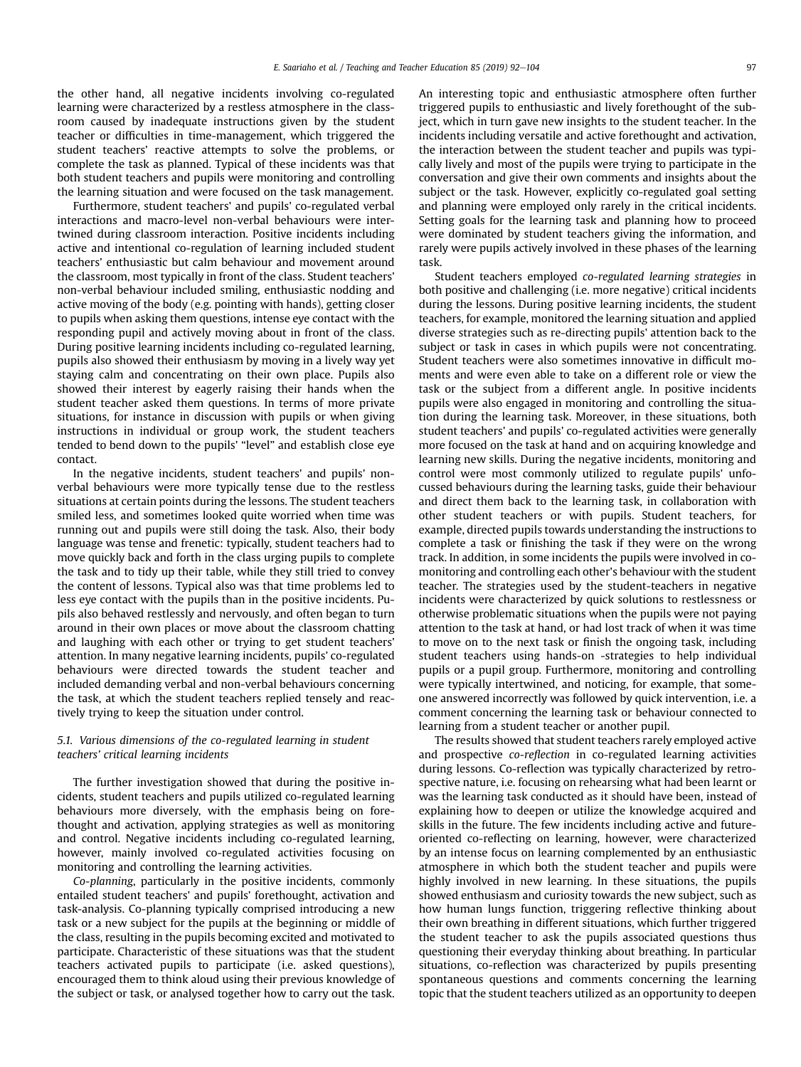the other hand, all negative incidents involving co-regulated learning were characterized by a restless atmosphere in the classroom caused by inadequate instructions given by the student teacher or difficulties in time-management, which triggered the student teachers' reactive attempts to solve the problems, or complete the task as planned. Typical of these incidents was that both student teachers and pupils were monitoring and controlling the learning situation and were focused on the task management.

Furthermore, student teachers' and pupils' co-regulated verbal interactions and macro-level non-verbal behaviours were intertwined during classroom interaction. Positive incidents including active and intentional co-regulation of learning included student teachers' enthusiastic but calm behaviour and movement around the classroom, most typically in front of the class. Student teachers' non-verbal behaviour included smiling, enthusiastic nodding and active moving of the body (e.g. pointing with hands), getting closer to pupils when asking them questions, intense eye contact with the responding pupil and actively moving about in front of the class. During positive learning incidents including co-regulated learning, pupils also showed their enthusiasm by moving in a lively way yet staying calm and concentrating on their own place. Pupils also showed their interest by eagerly raising their hands when the student teacher asked them questions. In terms of more private situations, for instance in discussion with pupils or when giving instructions in individual or group work, the student teachers tended to bend down to the pupils' "level" and establish close eye contact.

In the negative incidents, student teachers' and pupils' non-verbal behaviours were more typically tense due to the restless situations at certain points during the lessons. The student teachers smiled less, and sometimes looked quite worried when time was running out and pupils were still doing the task. Also, their body language was tense and frenetic: typically, student teachers had to move quickly back and forth in the class urging pupils to complete the task and to tidy up their table, while they still tried to convey the content of lessons. Typical also was that time problems led to less eye contact with the pupils than in the positive incidents. Pupils also behaved restlessly and nervously, and often began to turn around in their own places or move about the classroom chatting and laughing with each other or trying to get student teachers' attention. In many negative learning incidents, pupils' co-regulated behaviours were directed towards the student teacher and included demanding verbal and non-verbal behaviours concerning the task, at which the student teachers replied tensely and reactively trying to keep the situation under control.

### 5.1. Various dimensions of the co-regulated learning in student teachers' critical learning incidents

The further investigation showed that during the positive incidents, student teachers and pupils utilized co-regulated learning behaviours more diversely, with the emphasis being on forethought and activation, applying strategies as well as monitoring and control. Negative incidents including co-regulated learning, however, mainly involved co-regulated activities focusing on monitoring and controlling the learning activities.

*Co-planning*, particularly in the positive incidents, commonly entailed student teachers' and pupils' forethought, activation and task-analysis. Co-planning typically comprised introducing a new task or a new subject for the pupils at the beginning or middle of the class, resulting in the pupils becoming excited and motivated to participate. Characteristic of these situations was that the student teachers activated pupils to participate (i.e. asked questions), encouraged them to think aloud using their previous knowledge of the subject or task, or analysed together how to carry out the task. An interesting topic and enthusiastic atmosphere often further triggered pupils to enthusiastic and lively forethought of the subject, which in turn gave new insights to the student teacher. In the incidents including versatile and active forethought and activation, the interaction between the student teacher and pupils was typically lively and most of the pupils were trying to participate in the conversation and give their own comments and insights about the subject or the task. However, explicitly co-regulated goal setting and planning were employed only rarely in the critical incidents. Setting goals for the learning task and planning how to proceed were dominated by student teachers giving the information, and rarely were pupils actively involved in these phases of the learning task.

Student teachers employed *co-regulated learning strategies* in both positive and challenging (i.e. more negative) critical incidents during the lessons. During positive learning incidents, the student teachers, for example, monitored the learning situation and applied diverse strategies such as re-directing pupils' attention back to the subject or task in cases in which pupils were not concentrating. Student teachers were also sometimes innovative in difficult moments and were even able to take on a different role or view the task or the subject from a different angle. In positive incidents pupils were also engaged in monitoring and controlling the situation during the learning task. Moreover, in these situations, both student teachers' and pupils' co-regulated activities were generally more focused on the task at hand and on acquiring knowledge and learning new skills. During the negative incidents, monitoring and control were most commonly utilized to regulate pupils' unfocussed behaviours during the learning tasks, guide their behaviour and direct them back to the learning task, in collaboration with other student teachers or with pupils. Student teachers, for example, directed pupils towards understanding the instructions to complete a task or finishing the task if they were on the wrong track. In addition, in some incidents the pupils were involved in co-monitoring and controlling each other's behaviour with the student teacher. The strategies used by the student-teachers in negative incidents were characterized by quick solutions to restlessness or otherwise problematic situations when the pupils were not paying attention to the task at hand, or had lost track of when it was time to move on to the next task or finish the ongoing task, including student teachers using hands-on -strategies to help individual pupils or a pupil group. Furthermore, monitoring and controlling were typically intertwined, and noticing, for example, that someone answered incorrectly was followed by quick intervention, i.e. a comment concerning the learning task or behaviour connected to learning from a student teacher or another pupil.

The results showed that student teachers rarely employed active and prospective *co-reflection* in co-regulated learning activities during lessons. Co-reflection was typically characterized by retrospective nature, i.e. focusing on rehearsing what had been learnt or was the learning task conducted as it should have been, instead of explaining how to deepen or utilize the knowledge acquired and skills in the future. The few incidents including active and future-oriented co-reflecting on learning, however, were characterized by an intense focus on learning complemented by an enthusiastic atmosphere in which both the student teacher and pupils were highly involved in new learning. In these situations, the pupils showed enthusiasm and curiosity towards the new subject, such as how human lungs function, triggering reflective thinking about their own breathing in different situations, which further triggered the student teacher to ask the pupils associated questions thus questioning their everyday thinking about breathing. In particular situations, co-reflection was characterized by pupils presenting spontaneous questions and comments concerning the learning topic that the student teachers utilized as an opportunity to deepen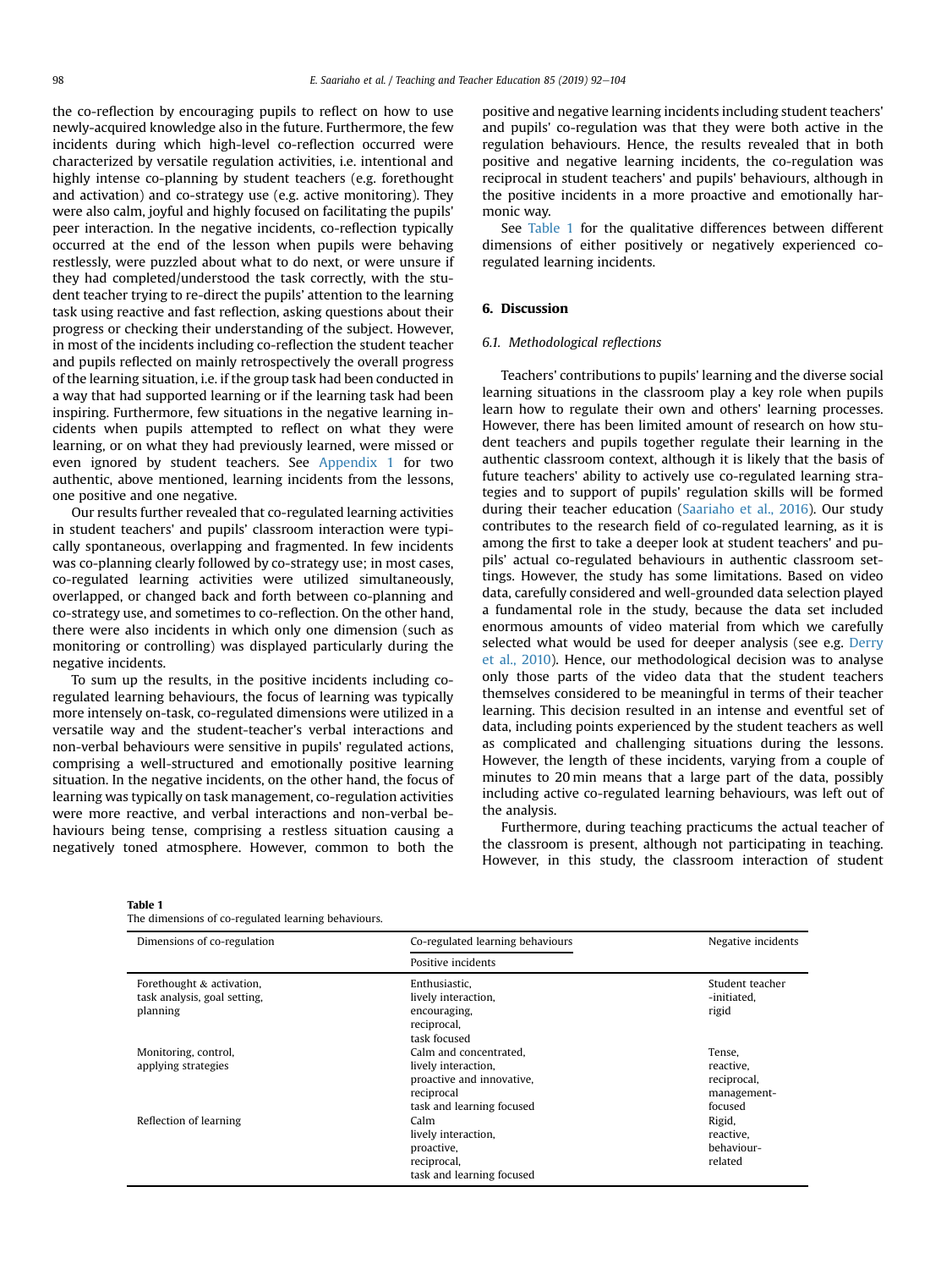the co-reflection by encouraging pupils to reflect on how to use newly-acquired knowledge also in the future. Furthermore, the few incidents during which high-level co-reflection occurred were characterized by versatile regulation activities, i.e. intentional and highly intense co-planning by student teachers (e.g. forethought and activation) and co-strategy use (e.g. active monitoring). They were also calm, joyful and highly focused on facilitating the pupils' peer interaction. In the negative incidents, co-reflection typically occurred at the end of the lesson when pupils were behaving restlessly, were puzzled about what to do next, or were unsure if they had completed/understood the task correctly, with the student teacher trying to re-direct the pupils' attention to the learning task using reactive and fast reflection, asking questions about their progress or checking their understanding of the subject. However, in most of the incidents including co-reflection the student teacher and pupils reflected on mainly retrospectively the overall progress of the learning situation, i.e. if the group task had been conducted in a way that had supported learning or if the learning task had been inspiring. Furthermore, few situations in the negative learning incidents when pupils attempted to reflect on what they were learning, or on what they had previously learned, were missed or even ignored by student teachers. See Appendix 1 for two authentic, above mentioned, learning incidents from the lessons, one positive and one negative.

Our results further revealed that co-regulated learning activities in student teachers' and pupils' classroom interaction were typically spontaneous, overlapping and fragmented. In few incidents was co-planning clearly followed by co-strategy use; in most cases, co-regulated learning activities were utilized simultaneously, overlapped, or changed back and forth between co-planning and co-strategy use, and sometimes to co-reflection. On the other hand, there were also incidents in which only one dimension (such as monitoring or controlling) was displayed particularly during the negative incidents.

To sum up the results, in the positive incidents including co-regulated learning behaviours, the focus of learning was typically more intensely on-task, co-regulated dimensions were utilized in a versatile way and the student-teacher's verbal interactions and non-verbal behaviours were sensitive in pupils' regulated actions, comprising a well-structured and emotionally positive learning situation. In the negative incidents, on the other hand, the focus of learning was typically on task management, co-regulation activities were more reactive, and verbal interactions and non-verbal behaviours being tense, comprising a restless situation causing a negatively toned atmosphere. However, common to both the positive and negative learning incidents including student teachers' and pupils' co-regulation was that they were both active in the regulation behaviours. Hence, the results revealed that in both positive and negative learning incidents, the co-regulation was reciprocal in student teachers' and pupils' behaviours, although in the positive incidents in a more proactive and emotionally harmonic way.

See Table 1 for the qualitative differences between different dimensions of either positively or negatively experienced co-regulated learning incidents.

## 6. Discussion

### 6.1. Methodological reflections

Teachers' contributions to pupils' learning and the diverse social learning situations in the classroom play a key role when pupils learn how to regulate their own and others' learning processes. However, there has been limited amount of research on how student teachers and pupils together regulate their learning in the authentic classroom context, although it is likely that the basis of future teachers' ability to actively use co-regulated learning strategies and to support of pupils' regulation skills will be formed during their teacher education (Saariaho et al., 2016). Our study contributes to the research field of co-regulated learning, as it is among the first to take a deeper look at student teachers' and pupils' actual co-regulated behaviours in authentic classroom settings. However, the study has some limitations. Based on video data, carefully considered and well-grounded data selection played a fundamental role in the study, because the data set included enormous amounts of video material from which we carefully selected what would be used for deeper analysis (see e.g. Derry et al., 2010). Hence, our methodological decision was to analyse only those parts of the video data that the student teachers themselves considered to be meaningful in terms of their teacher learning. This decision resulted in an intense and eventful set of data, including points experienced by the student teachers as well as complicated and challenging situations during the lessons. However, the length of these incidents, varying from a couple of minutes to 20 min means that a large part of the data, possibly including active co-regulated learning behaviours, was left out of the analysis.

Furthermore, during teaching practicums the actual teacher of the classroom is present, although not participating in teaching. However, in this study, the classroom interaction of student

**Table 1**
The dimensions of co-regulated learning behaviours.

| Dimensions of co-regulation | Co-regulated learning behaviours | |
|---|---|---|
| | Positive incidents | Negative incidents |
| Forethought & activation, task analysis, goal setting, planning | Enthusiastic, lively interaction, encouraging, reciprocal, task focused | Student teacher -initiated, rigid |
| Monitoring, control, applying strategies | Calm and concentrated, lively interaction, proactive and innovative, reciprocal task and learning focused | Tense, reactive, reciprocal, management-focused |
| Reflection of learning | Calm lively interaction, proactive, reciprocal, task and learning focused | Rigid, reactive, behaviour-related |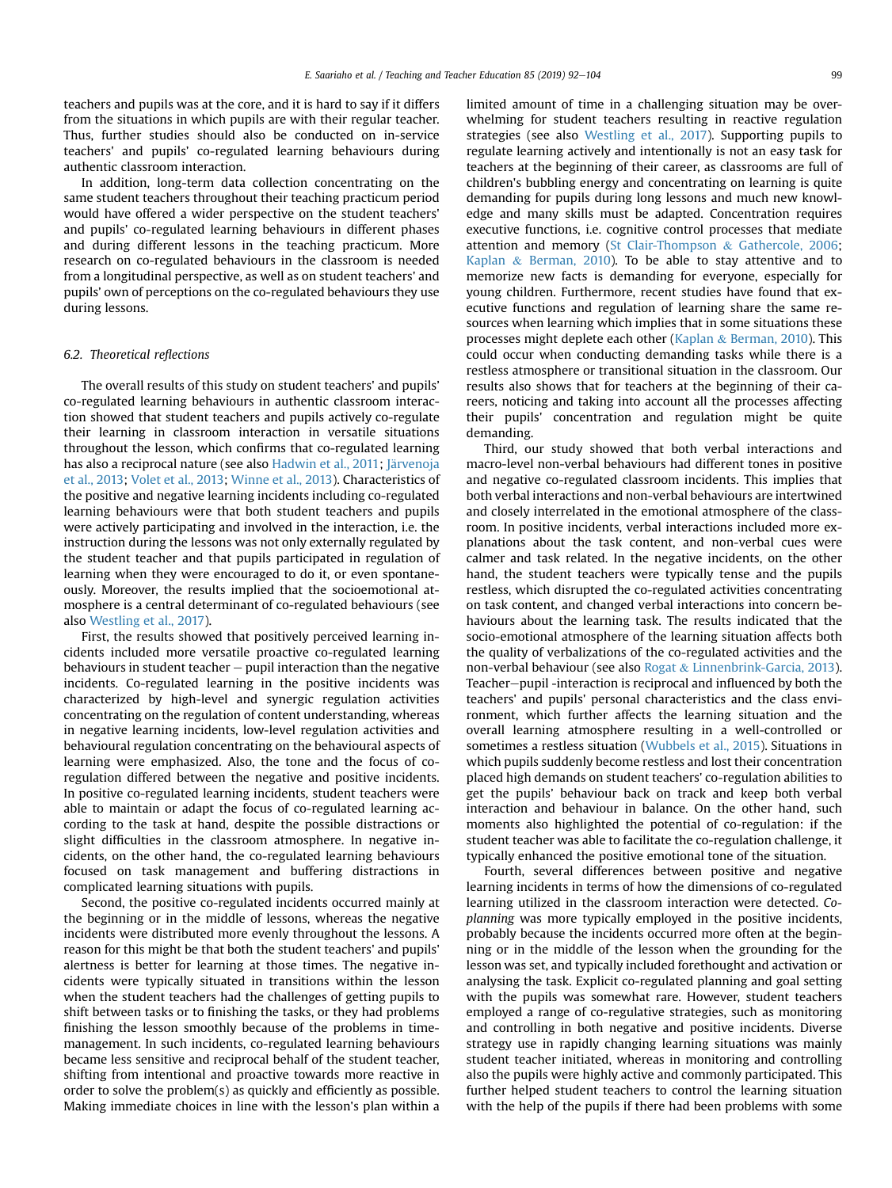teachers and pupils was at the core, and it is hard to say if it differs from the situations in which pupils are with their regular teacher. Thus, further studies should also be conducted on in-service teachers' and pupils' co-regulated learning behaviours during authentic classroom interaction.

In addition, long-term data collection concentrating on the same student teachers throughout their teaching practicum period would have offered a wider perspective on the student teachers' and pupils' co-regulated learning behaviours in different phases and during different lessons in the teaching practicum. More research on co-regulated behaviours in the classroom is needed from a longitudinal perspective, as well as on student teachers' and pupils' own of perceptions on the co-regulated behaviours they use during lessons.

### 6.2. Theoretical reflections

The overall results of this study on student teachers' and pupils' co-regulated learning behaviours in authentic classroom interaction showed that student teachers and pupils actively co-regulate their learning in classroom interaction in versatile situations throughout the lesson, which confirms that co-regulated learning has also a reciprocal nature (see also Hadwin et al., 2011; Järvenoja et al., 2013; Volet et al., 2013; Winne et al., 2013). Characteristics of the positive and negative learning incidents including co-regulated learning behaviours were that both student teachers and pupils were actively participating and involved in the interaction, i.e. the instruction during the lessons was not only externally regulated by the student teacher and that pupils participated in regulation of learning when they were encouraged to do it, or even spontaneously. Moreover, the results implied that the socioemotional atmosphere is a central determinant of co-regulated behaviours (see also Westling et al., 2017).

First, the results showed that positively perceived learning incidents included more versatile proactive co-regulated learning behaviours in student teacher – pupil interaction than the negative incidents. Co-regulated learning in the positive incidents was characterized by high-level and synergic regulation activities concentrating on the regulation of content understanding, whereas in negative learning incidents, low-level regulation activities and behavioural regulation concentrating on the behavioural aspects of learning were emphasized. Also, the tone and the focus of co-regulation differed between the negative and positive incidents. In positive co-regulated learning incidents, student teachers were able to maintain or adapt the focus of co-regulated learning according to the task at hand, despite the possible distractions or slight difficulties in the classroom atmosphere. In negative incidents, on the other hand, the co-regulated learning behaviours focused on task management and buffering distractions in complicated learning situations with pupils.

Second, the positive co-regulated incidents occurred mainly at the beginning or in the middle of lessons, whereas the negative incidents were distributed more evenly throughout the lessons. A reason for this might be that both the student teachers' and pupils' alertness is better for learning at those times. The negative incidents were typically situated in transitions within the lesson when the student teachers had the challenges of getting pupils to shift between tasks or to finishing the tasks, or they had problems finishing the lesson smoothly because of the problems in time-management. In such incidents, co-regulated learning behaviours became less sensitive and reciprocal behalf of the student teacher, shifting from intentional and proactive towards more reactive in order to solve the problem(s) as quickly and efficiently as possible. Making immediate choices in line with the lesson's plan within a limited amount of time in a challenging situation may be overwhelming for student teachers resulting in reactive regulation strategies (see also Westling et al., 2017). Supporting pupils to regulate learning actively and intentionally is not an easy task for teachers at the beginning of their career, as classrooms are full of children's bubbling energy and concentrating on learning is quite demanding for pupils during long lessons and much new knowledge and many skills must be adapted. Concentration requires executive functions, i.e. cognitive control processes that mediate attention and memory (St Clair-Thompson & Gathercole, 2006; Kaplan & Berman, 2010). To be able to stay attentive and to memorize new facts is demanding for everyone, especially for young children. Furthermore, recent studies have found that executive functions and regulation of learning share the same resources when learning which implies that in some situations these processes might deplete each other (Kaplan & Berman, 2010). This could occur when conducting demanding tasks while there is a restless atmosphere or transitional situation in the classroom. Our results also shows that for teachers at the beginning of their careers, noticing and taking into account all the processes affecting their pupils' concentration and regulation might be quite demanding.

Third, our study showed that both verbal interactions and macro-level non-verbal behaviours had different tones in positive and negative co-regulated classroom incidents. This implies that both verbal interactions and non-verbal behaviours are intertwined and closely interrelated in the emotional atmosphere of the classroom. In positive incidents, verbal interactions included more explanations about the task content, and non-verbal cues were calmer and task related. In the negative incidents, on the other hand, the student teachers were typically tense and the pupils restless, which disrupted the co-regulated activities concentrating on task content, and changed verbal interactions into concern behaviours about the learning task. The results indicated that the socio-emotional atmosphere of the learning situation affects both the quality of verbalizations of the co-regulated activities and the non-verbal behaviour (see also Rogat & Linnenbrink-Garcia, 2013). Teacher–pupil -interaction is reciprocal and influenced by both the teachers' and pupils' personal characteristics and the class environment, which further affects the learning situation and the overall learning atmosphere resulting in a well-controlled or sometimes a restless situation (Wubbels et al., 2015). Situations in which pupils suddenly become restless and lost their concentration placed high demands on student teachers' co-regulation abilities to get the pupils' behaviour back on track and keep both verbal interaction and behaviour in balance. On the other hand, such moments also highlighted the potential of co-regulation: if the student teacher was able to facilitate the co-regulation challenge, it typically enhanced the positive emotional tone of the situation.

Fourth, several differences between positive and negative learning incidents in terms of how the dimensions of co-regulated learning utilized in the classroom interaction were detected. *Co-planning* was more typically employed in the positive incidents, probably because the incidents occurred more often at the beginning or in the middle of the lesson when the grounding for the lesson was set, and typically included forethought and activation or analysing the task. Explicit co-regulated planning and goal setting with the pupils was somewhat rare. However, student teachers employed a range of co-regulative strategies, such as monitoring and controlling in both negative and positive incidents. Diverse strategy use in rapidly changing learning situations was mainly student teacher initiated, whereas in monitoring and controlling also the pupils were highly active and commonly participated. This further helped student teachers to control the learning situation with the help of the pupils if there had been problems with some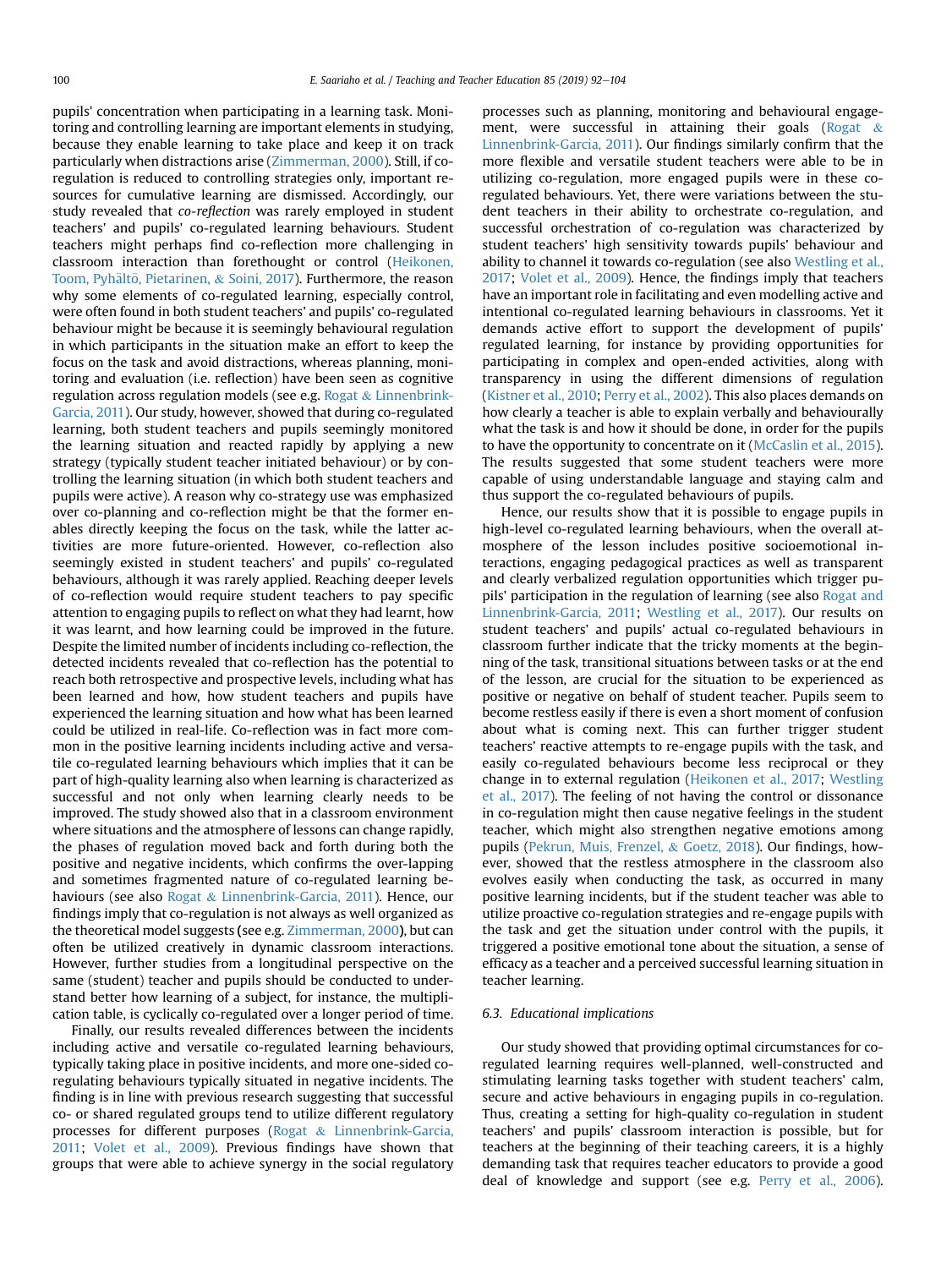pupils' concentration when participating in a learning task. Monitoring and controlling learning are important elements in studying, because they enable learning to take place and keep it on track particularly when distractions arise (Zimmerman, 2000). Still, if co-regulation is reduced to controlling strategies only, important resources for cumulative learning are dismissed. Accordingly, our study revealed that *co-reflection* was rarely employed in student teachers' and pupils' co-regulated learning behaviours. Student teachers might perhaps find co-reflection more challenging in classroom interaction than forethought or control (Heikonen, Toom, Pyhältö, Pietarinen, & Soini, 2017). Furthermore, the reason why some elements of co-regulated learning, especially control, were often found in both student teachers' and pupils' co-regulated behaviour might be because it is seemingly behavioural regulation in which participants in the situation make an effort to keep the focus on the task and avoid distractions, whereas planning, monitoring and evaluation (i.e. reflection) have been seen as cognitive regulation across regulation models (see e.g. Rogat & Linnenbrink-Garcia, 2011). Our study, however, showed that during co-regulated learning, both student teachers and pupils seemingly monitored the learning situation and reacted rapidly by applying a new strategy (typically student teacher initiated behaviour) or by controlling the learning situation (in which both student teachers and pupils were active). A reason why co-strategy use was emphasized over co-planning and co-reflection might be that the former enables directly keeping the focus on the task, while the latter activities are more future-oriented. However, co-reflection also seemingly existed in student teachers' and pupils' co-regulated behaviours, although it was rarely applied. Reaching deeper levels of co-reflection would require student teachers to pay specific attention to engaging pupils to reflect on what they had learnt, how it was learnt, and how learning could be improved in the future. Despite the limited number of incidents including co-reflection, the detected incidents revealed that co-reflection has the potential to reach both retrospective and prospective levels, including what has been learned and how, how student teachers and pupils have experienced the learning situation and how what has been learned could be utilized in real-life. Co-reflection was in fact more common in the positive learning incidents including active and versatile co-regulated learning behaviours which implies that it can be part of high-quality learning also when learning is characterized as successful and not only when learning clearly needs to be improved. The study showed also that in a classroom environment where situations and the atmosphere of lessons can change rapidly, the phases of regulation moved back and forth during both the positive and negative incidents, which confirms the over-lapping and sometimes fragmented nature of co-regulated learning behaviours (see also Rogat & Linnenbrink-Garcia, 2011). Hence, our findings imply that co-regulation is not always as well organized as the theoretical model suggests (see e.g. Zimmerman, 2000), but can often be utilized creatively in dynamic classroom interactions. However, further studies from a longitudinal perspective on the same (student) teacher and pupils should be conducted to understand better how learning of a subject, for instance, the multiplication table, is cyclically co-regulated over a longer period of time.

Finally, our results revealed differences between the incidents including active and versatile co-regulated learning behaviours, typically taking place in positive incidents, and more one-sided co-regulating behaviours typically situated in negative incidents. The finding is in line with previous research suggesting that successful co- or shared regulated groups tend to utilize different regulatory processes for different purposes (Rogat & Linnenbrink-Garcia, 2011; Volet et al., 2009). Previous findings have shown that groups that were able to achieve synergy in the social regulatory processes such as planning, monitoring and behavioural engagement, were successful in attaining their goals (Rogat & Linnenbrink-Garcia, 2011). Our findings similarly confirm that the more flexible and versatile student teachers were able to be in utilizing co-regulation, more engaged pupils were in these co-regulated behaviours. Yet, there were variations between the student teachers in their ability to orchestrate co-regulation, and successful orchestration of co-regulation was characterized by student teachers' high sensitivity towards pupils' behaviour and ability to channel it towards co-regulation (see also Westling et al., 2017; Volet et al., 2009). Hence, the findings imply that teachers have an important role in facilitating and even modelling active and intentional co-regulated learning behaviours in classrooms. Yet it demands active effort to support the development of pupils' regulated learning, for instance by providing opportunities for participating in complex and open-ended activities, along with transparency in using the different dimensions of regulation (Kistner et al., 2010; Perry et al., 2002). This also places demands on how clearly a teacher is able to explain verbally and behaviourally what the task is and how it should be done, in order for the pupils to have the opportunity to concentrate on it (McCaslin et al., 2015). The results suggested that some student teachers were more capable of using understandable language and staying calm and thus support the co-regulated behaviours of pupils.

Hence, our results show that it is possible to engage pupils in high-level co-regulated learning behaviours, when the overall atmosphere of the lesson includes positive socioemotional interactions, engaging pedagogical practices as well as transparent and clearly verbalized regulation opportunities which trigger pupils' participation in the regulation of learning (see also Rogat and Linnenbrink-Garcia, 2011; Westling et al., 2017). Our results on student teachers' and pupils' actual co-regulated behaviours in classroom further indicate that the tricky moments at the beginning of the task, transitional situations between tasks or at the end of the lesson, are crucial for the situation to be experienced as positive or negative on behalf of student teacher. Pupils seem to become restless easily if there is even a short moment of confusion about what is coming next. This can further trigger student teachers' reactive attempts to re-engage pupils with the task, and easily co-regulated behaviours become less reciprocal or they change in to external regulation (Heikonen et al., 2017; Westling et al., 2017). The feeling of not having the control or dissonance in co-regulation might then cause negative feelings in the student teacher, which might also strengthen negative emotions among pupils (Pekrun, Muis, Frenzel, & Goetz, 2018). Our findings, however, showed that the restless atmosphere in the classroom also evolves easily when conducting the task, as occurred in many positive learning incidents, but if the student teacher was able to utilize proactive co-regulation strategies and re-engage pupils with the task and get the situation under control with the pupils, it triggered a positive emotional tone about the situation, a sense of efficacy as a teacher and a perceived successful learning situation in teacher learning.

### 6.3. Educational implications

Our study showed that providing optimal circumstances for co-regulated learning requires well-planned, well-constructed and stimulating learning tasks together with student teachers' calm, secure and active behaviours in engaging pupils in co-regulation. Thus, creating a setting for high-quality co-regulation in student teachers' and pupils' classroom interaction is possible, but for teachers at the beginning of their teaching careers, it is a highly demanding task that requires teacher educators to provide a good deal of knowledge and support (see e.g. Perry et al., 2006).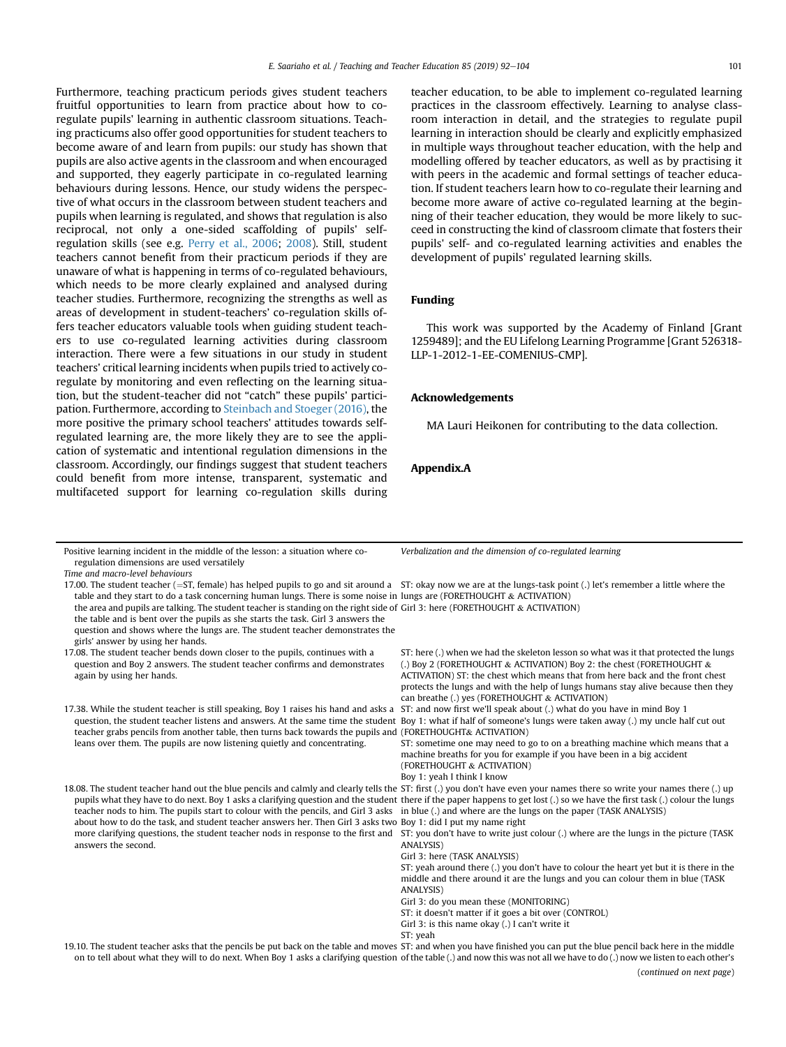Furthermore, teaching practicum periods gives student teachers fruitful opportunities to learn from practice about how to co-regulate pupils' learning in authentic classroom situations. Teaching practicums also offer good opportunities for student teachers to become aware of and learn from pupils: our study has shown that pupils are also active agents in the classroom and when encouraged and supported, they eagerly participate in co-regulated learning behaviours during lessons. Hence, our study widens the perspective of what occurs in the classroom between student teachers and pupils when learning is regulated, and shows that regulation is also reciprocal, not only a one-sided scaffolding of pupils' self-regulation skills (see e.g. Perry et al., 2006; 2008). Still, student teachers cannot benefit from their practicum periods if they are unaware of what is happening in terms of co-regulated behaviours, which needs to be more clearly explained and analysed during teacher studies. Furthermore, recognizing the strengths as well as areas of development in student-teachers' co-regulation skills offers teacher educators valuable tools when guiding student teachers to use co-regulated learning activities during classroom interaction. There were a few situations in our study in student teachers' critical learning incidents when pupils tried to actively co-regulate by monitoring and even reflecting on the learning situation, but the student-teacher did not "catch" these pupils' participation. Furthermore, according to Steinbach and Stoeger (2016), the more positive the primary school teachers' attitudes towards self-regulated learning are, the more likely they are to see the application of systematic and intentional regulation dimensions in the classroom. Accordingly, our findings suggest that student teachers could benefit from more intense, transparent, systematic and multifaceted support for learning co-regulation skills during teacher education, to be able to implement co-regulated learning practices in the classroom effectively. Learning to analyse classroom interaction in detail, and the strategies to regulate pupil learning in interaction should be clearly and explicitly emphasized in multiple ways throughout teacher education, with the help and modelling offered by teacher educators, as well as by practising it with peers in the academic and formal settings of teacher education. If student teachers learn how to co-regulate their learning and become more aware of active co-regulated learning at the beginning of their teacher education, they would be more likely to succeed in constructing the kind of classroom climate that fosters their pupils' self- and co-regulated learning activities and enables the development of pupils' regulated learning skills.

## Funding

This work was supported by the Academy of Finland [Grant 1259489]; and the EU Lifelong Learning Programme [Grant 526318-LLP-1-2012-1-EE-COMENIUS-CMP].

## Acknowledgements

MA Lauri Heikonen for contributing to the data collection.

## Appendix.A

| Positive learning incident in the middle of the lesson: a situation where co-regulation dimensions are used versatilely<br>*Time and macro-level behaviours* | *Verbalization and the dimension of co-regulated learning* |
|---|---|
| 17.00. The student teacher (=ST, female) has helped pupils to go and sit around a table and they start to do a task concerning human lungs. There is some noise in the area and pupils are talking. The student teacher is standing on the right side of the table and is bent over the pupils as she starts the task. Girl 3 answers the question and shows where the lungs are. The student teacher demonstrates the girls' answer by using her hands. | ST: okay now we are at the lungs-task point (.) let's remember a little where the lungs are (FORETHOUGHT & ACTIVATION)<br>Girl 3: here (FORETHOUGHT & ACTIVATION) |
| 17.08. The student teacher bends down closer to the pupils, continues with a question and Boy 2 answers. The student teacher confirms and demonstrates again by using her hands. | ST: here (.) when we had the skeleton lesson so what was it that protected the lungs (.) Boy 2 (FORETHOUGHT & ACTIVATION) Boy 2: the chest (FORETHOUGHT & ACTIVATION) ST: the chest which means that from here back and the front chest protects the lungs and with the help of lungs humans stay alive because then they can breathe (.) yes (FORETHOUGHT & ACTIVATION) |
| 17.38. While the student teacher is still speaking, Boy 1 raises his hand and asks a question, the student teacher listens and answers. At the same time the student teacher grabs pencils from another table, then turns back towards the pupils and leans over them. The pupils are now listening quietly and concentrating. | ST: and now first we'll speak about (.) what do you have in mind Boy 1<br>Boy 1: what if half of someone's lungs were taken away (.) my uncle half cut out (FORETHOUGHT& ACTIVATION)<br>ST: sometime one may need to go to on a breathing machine which means that a machine breaths for you for example if you have been in a big accident (FORETHOUGHT & ACTIVATION)<br>Boy 1: yeah I think I know |
| 18.08. The student teacher hand out the blue pencils and calmly and clearly tells the pupils what they have to do next. Boy 1 asks a clarifying question and the student teacher nods to him. The pupils start to colour with the pencils, and Girl 3 asks about how to do the task, and student teacher answers her. Then Girl 3 asks two more clarifying questions, the student teacher nods in response to the first and answers the second. | ST: first (.) you don't have even your names there so write your names there (.) up there if the paper happens to get lost (.) so we have the first task (.) colour the lungs in blue (.) and where are the lungs on the paper (TASK ANALYSIS)<br>Boy 1: did I put my name right<br>ST: you don't have to write just colour (.) where are the lungs in the picture (TASK ANALYSIS)<br>Girl 3: here (TASK ANALYSIS)<br>ST: yeah around there (.) you don't have to colour the heart yet but it is there in the middle and there around it are the lungs and you can colour them in blue (TASK ANALYSIS)<br>Girl 3: do you mean these (MONITORING)<br>ST: it doesn't matter if it goes a bit over (CONTROL)<br>Girl 3: is this name okay (.) I can't write it<br>ST: yeah |
| 19.10. The student teacher asks that the pencils be put back on the table and moves on to tell about what they will to do next. When Boy 1 asks a clarifying question | ST: and when you have finished you can put the blue pencil back here in the middle of the table (.) and now this was not all we have to do (.) now we listen to each other's |

(*continued on next page*)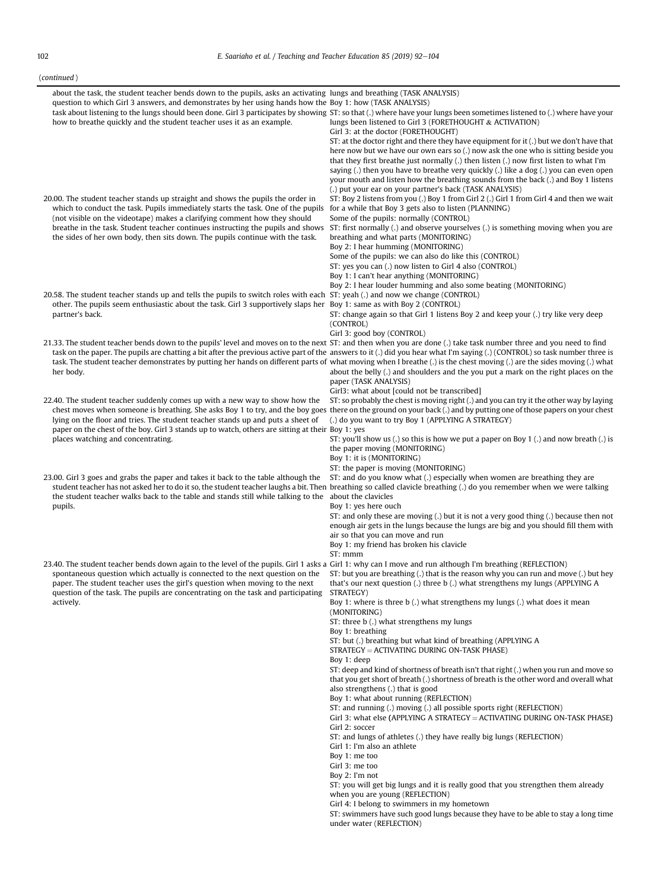(*continued*)

| | |
|---|---|
| about the task, the student teacher bends down to the pupils, asks an activating question to which Girl 3 answers, and demonstrates by her using hands how the task about listening to the lungs should been done. Girl 3 participates by showing how to breathe quickly and the student teacher uses it as an example. | lungs and breathing (TASK ANALYSIS)<br>Boy 1: how (TASK ANALYSIS)<br>ST: so that (.) where have your lungs been sometimes listened to (.) where have your lungs been listened to Girl 3 (FORETHOUGHT & ACTIVATION)<br>Girl 3: at the doctor (FORETHOUGHT)<br>ST: at the doctor right and there they have equipment for it (.) but we don't have that here now but we have our own ears so (.) now ask the one who is sitting beside you that they first breathe just normally (.) then listen (.) now first listen to what I'm saying (.) then you have to breathe very quickly (.) like a dog (.) you can even open your mouth and listen how the breathing sounds from the back (.) and Boy 1 listens (.) put your ear on your partner's back (TASK ANALYSIS) |
| 20.00. The student teacher stands up straight and shows the pupils the order in which to conduct the task. Pupils immediately starts the task. One of the pupils (not visible on the videotape) makes a clarifying comment how they should breathe in the task. Student teacher continues instructing the pupils and shows the sides of her own body, then sits down. The pupils continue with the task. | ST: Boy 2 listens from you (.) Boy 1 from Girl 2 (.) Girl 1 from Girl 4 and then we wait for a while that Boy 3 gets also to listen (PLANNING)<br>Some of the pupils: normally (CONTROL)<br>ST: first normally (.) and observe yourselves (.) is something moving when you are breathing and what parts (MONITORING)<br>Boy 2: I hear humming (MONITORING)<br>Some of the pupils: we can also do like this (CONTROL)<br>ST: yes you can (.) now listen to Girl 4 also (CONTROL)<br>Boy 1: I can't hear anything (MONITORING)<br>Boy 2: I hear louder humming and also some beating (MONITORING) |
| 20.58. The student teacher stands up and tells the pupils to switch roles with each other. The pupils seem enthusiastic about the task. Girl 3 supportively slaps her partner's back. | ST: yeah (.) and now we change (CONTROL)<br>Boy 1: same as with Boy 2 (CONTROL)<br>ST: change again so that Girl 1 listens Boy 2 and keep your (.) try like very deep (CONTROL)<br>Girl 3: good boy (CONTROL) |
| 21.33. The student teacher bends down to the pupils' level and moves on to the next task on the paper. The pupils are chatting a bit after the previous active part of the task. The student teacher demonstrates by putting her hands on different parts of her body. | ST: and then when you are done (.) take task number three and you need to find answers to it (.) did you hear what I'm saying (.) (CONTROL) so task number three is what moving when I breathe (.) is the chest moving (.) are the sides moving (.) what about the belly (.) and shoulders and the you put a mark on the right places on the paper (TASK ANALYSIS)<br>Girl3: what about [could not be transcribed] |
| 22.40. The student teacher suddenly comes up with a new way to show how the chest moves when someone is breathing. She asks Boy 1 to try, and the boy goes lying on the floor and tries. The student teacher stands up and puts a sheet of paper on the chest of the boy. Girl 3 stands up to watch, others are sitting at their places watching and concentrating. | ST: so probably the chest is moving right (.) and you can try it the other way by laying there on the ground on your back (.) and by putting one of those papers on your chest (.) do you want to try Boy 1 (APPLYING A STRATEGY)<br>Boy 1: yes<br>ST: you'll show us (.) so this is how we put a paper on Boy 1 (.) and now breath (.) is the paper moving (MONITORING)<br>Boy 1: it is (MONITORING)<br>ST: the paper is moving (MONITORING) |
| 23.00. Girl 3 goes and grabs the paper and takes it back to the table although the student teacher has not asked her to do it so, the student teacher laughs a bit. Then the student teacher walks back to the table and stands still while talking to the pupils. | ST: and do you know what (.) especially when women are breathing they are breathing so called clavicle breathing (.) do you remember when we were talking about the clavicles<br>Boy 1: yes here ouch<br>ST: and only these are moving (.) but it is not a very good thing (.) because then not enough air gets in the lungs because the lungs are big and you should fill them with air so that you can move and run<br>Boy 1: my friend has broken his clavicle<br>ST: mmm |
| 23.40. The student teacher bends down again to the level of the pupils. Girl 1 asks a spontaneous question which actually is connected to the next question on the paper. The student teacher uses the girl's question when moving to the next question of the task. The pupils are concentrating on the task and participating actively. | Girl 1: why can I move and run although I'm breathing (REFLECTION)<br>ST: but you are breathing (.) that is the reason why you can run and move (.) but hey that's our next question (.) three b (.) what strengthens my lungs (APPLYING A STRATEGY)<br>Boy 1: where is three b (.) what strengthens my lungs (.) what does it mean (MONITORING)<br>ST: three b (.) what strengthens my lungs<br>Boy 1: breathing<br>ST: but (.) breathing but what kind of breathing (APPLYING A STRATEGY = ACTIVATING DURING ON-TASK PHASE)<br>Boy 1: deep<br>ST: deep and kind of shortness of breath isn't that right (.) when you run and move so that you get short of breath (.) shortness of breath is the other word and overall what also strengthens (.) that is good<br>Boy 1: what about running (REFLECTION)<br>ST: and running (.) moving (.) all possible sports right (REFLECTION)<br>Girl 3: what else (APPLYING A STRATEGY = ACTIVATING DURING ON-TASK PHASE)<br>Girl 2: soccer<br>ST: and lungs of athletes (.) they have really big lungs (REFLECTION)<br>Girl 1: I'm also an athlete<br>Boy 1: me too<br>Girl 3: me too<br>Boy 2: I'm not<br>ST: you will get big lungs and it is really good that you strengthen them already when you are young (REFLECTION)<br>Girl 4: I belong to swimmers in my hometown<br>ST: swimmers have such good lungs because they have to be able to stay a long time under water (REFLECTION) |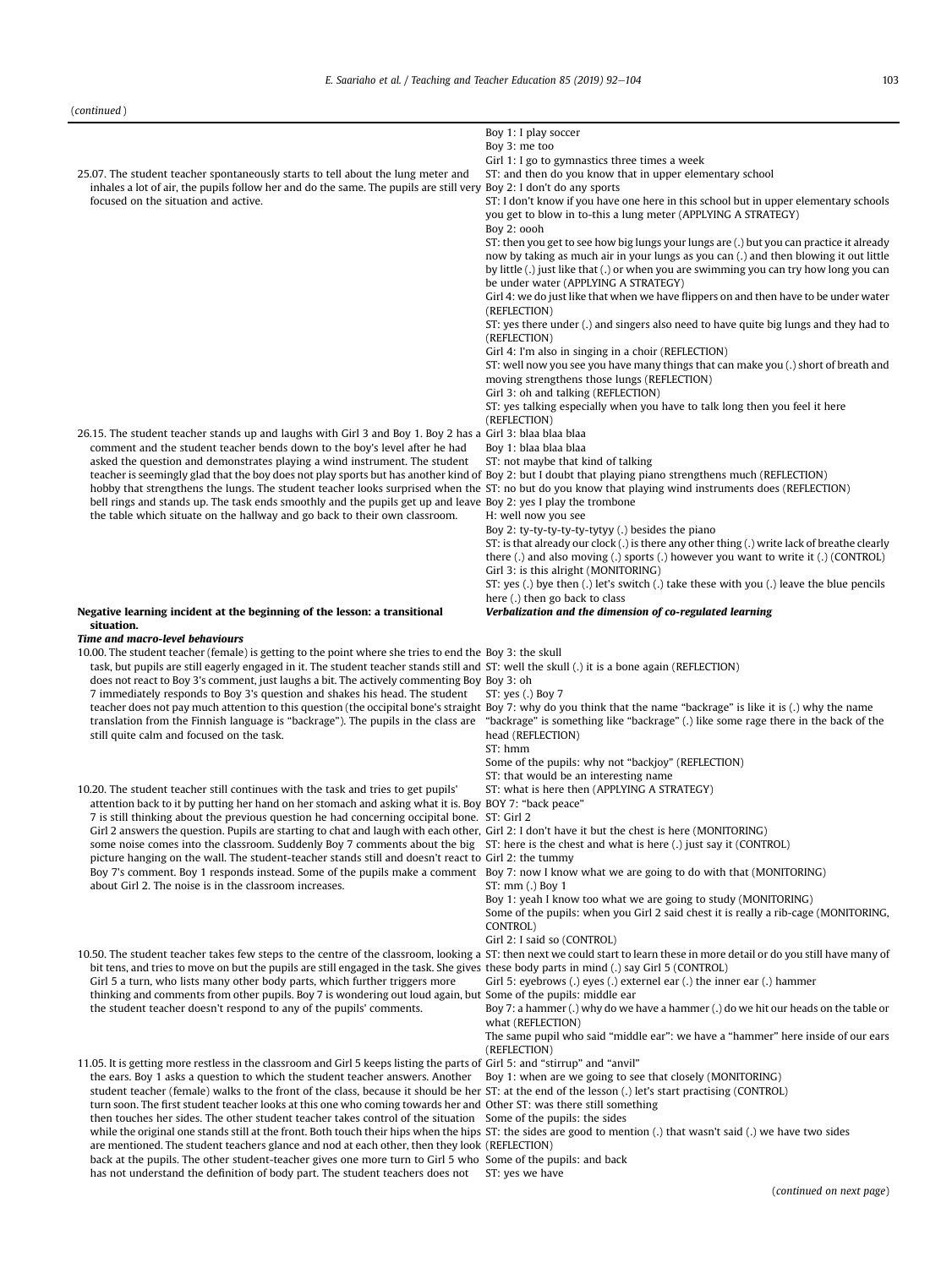(*continued*)

| | |
|---|---|
| 25.07. The student teacher spontaneously starts to tell about the lung meter and inhales a lot of air, the pupils follow her and do the same. The pupils are still very focused on the situation and active. | Boy 1: I play soccer<br>Boy 3: me too<br>Girl 1: I go to gymnastics three times a week<br>ST: and then do you know that in upper elementary school<br>Boy 2: I don't do any sports<br>ST: I don't know if you have one here in this school but in upper elementary schools you get to blow in to-this a lung meter (APPLYING A STRATEGY)<br>Boy 2: oooh<br>ST: then you get to see how big lungs your lungs are (.) but you can practice it already now by taking as much air in your lungs as you can (.) and then blowing it out little by little (.) just like that (.) or when you are swimming you can try how long you can be under water (APPLYING A STRATEGY)<br>Girl 4: we do just like that when we have flippers on and then have to be under water (REFLECTION)<br>ST: yes there under (.) and singers also need to have quite big lungs and they had to (REFLECTION)<br>Girl 4: I'm also in singing in a choir (REFLECTION)<br>ST: well now you see you have many things that can make you (.) short of breath and moving strengthens those lungs (REFLECTION)<br>Girl 3: oh and talking (REFLECTION)<br>ST: yes talking especially when you have to talk long then you feel it here (REFLECTION) |
| 26.15. The student teacher stands up and laughs with Girl 3 and Boy 1. Boy 2 has a comment and the student teacher bends down to the boy's level after he had asked the question and demonstrates playing a wind instrument. The student teacher is seemingly glad that the boy does not play sports but has another kind of hobby that strengthens the lungs. The student teacher looks surprised when the bell rings and stands up. The task ends smoothly and the pupils get up and leave the table which situate on the hallway and go back to their own classroom. | Girl 3: blaa blaa blaa<br>Boy 1: blaa blaa blaa<br>ST: not maybe that kind of talking<br>Boy 2: but I doubt that playing piano strengthens much (REFLECTION)<br>ST: no but do you know that playing wind instruments does (REFLECTION)<br>Boy 2: yes I play the trombone<br>H: well now you see<br>Boy 2: ty-ty-ty-ty-ty-tytyy (.) besides the piano<br>ST: is that already our clock (.) is there any other thing (.) write lack of breathe clearly there (.) and also moving (.) sports (.) however you want to write it (.) (CONTROL)<br>Girl 3: is this alright (MONITORING)<br>ST: yes (.) bye then (.) let's switch (.) take these with you (.) leave the blue pencils here (.) then go back to class |
| **Negative learning incident at the beginning of the lesson: a transitional situation.** | ***Verbalization and the dimension of co-regulated learning*** |
| ***Time and macro-level behaviours*** | |
| 10.00. The student teacher (female) is getting to the point where she tries to end the task, but pupils are still eagerly engaged in it. The student teacher stands still and does not react to Boy 3's comment, just laughs a bit. The actively commenting Boy 7 immediately responds to Boy 3's question and shakes his head. The student teacher does not pay much attention to this question (the occipital bone's straight translation from the Finnish language is "backrage"). The pupils in the class are still quite calm and focused on the task. | Boy 3: the skull<br>ST: well the skull (.) it is a bone again (REFLECTION)<br>Boy 3: oh<br>ST: yes (.) Boy 7<br>Boy 7: why do you think that the name "backrage" is like it is (.) why the name "backrage" is something like "backrage" (.) like some rage there in the back of the head (REFLECTION)<br>ST: hmm<br>Some of the pupils: why not "backjoy" (REFLECTION)<br>ST: that would be an interesting name |
| 10.20. The student teacher still continues with the task and tries to get pupils' attention back to it by putting her hand on her stomach and asking what it is. Boy 7 is still thinking about the previous question he had concerning occipital bone. Girl 2 answers the question. Pupils are starting to chat and laugh with each other, some noise comes into the classroom. Suddenly Boy 7 comments about the big picture hanging on the wall. The student-teacher stands still and doesn't react to Boy 7's comment. Boy 1 responds instead. Some of the pupils make a comment about Girl 2. The noise is in the classroom increases. | ST: what is here then (APPLYING A STRATEGY)<br>BOY 7: "back peace"<br>ST: Girl 2<br>Girl 2: I don't have it but the chest is here (MONITORING)<br>ST: here is the chest and what is here (.) just say it (CONTROL)<br>Girl 2: the tummy<br>Boy 7: now I know what we are going to do with that (MONITORING)<br>ST: mm (.) Boy 1<br>Boy 1: yeah I know too what we are going to study (MONITORING)<br>Some of the pupils: when you Girl 2 said chest it is really a rib-cage (MONITORING, CONTROL)<br>Girl 2: I said so (CONTROL) |
| 10.50. The student teacher takes few steps to the centre of the classroom, looking a bit tens, and tries to move on but the pupils are still engaged in the task. She gives Girl 5 a turn, who lists many other body parts, which further triggers more thinking and comments from other pupils. Boy 7 is wondering out loud again, but the student teacher doesn't respond to any of the pupils' comments. | ST: then next we could start to learn these in more detail or do you still have many of these body parts in mind (.) say Girl 5 (CONTROL)<br>Girl 5: eyebrows (.) eyes (.) external ear (.) the inner ear (.) hammer<br>Some of the pupils: middle ear<br>Boy 7: a hammer (.) why do we have a hammer (.) do we hit our heads on the table or what (REFLECTION)<br>The same pupil who said "middle ear": we have a "hammer" here inside of our ears (REFLECTION) |
| 11.05. It is getting more restless in the classroom and Girl 5 keeps listing the parts of the ears. Boy 1 asks a question to which the student teacher answers. Another student teacher (female) walks to the front of the class, because it should be her turn soon. The first student teacher looks at this one who coming towards her and then touches her sides. The situation other student teacher takes control of the situation while the original one stands still at the front. Both touch their hips when the hips are mentioned. The student teachers glance and nod at each other, then they look back at the pupils. The other student-teacher gives one more turn to Girl 5 who has not understand the definition of body part. The student teachers does not | Girl 5: and "stirrup" and "anvil"<br>Boy 1: when are we going to see that closely (MONITORING)<br>ST: at the end of the lesson (.) let's start practising (CONTROL)<br>Other ST: was there still something<br>Some of the pupils: the sides<br>ST: the sides are good to mention (.) that wasn't said (.) we have two sides (REFLECTION)<br>Some of the pupils: and back<br>ST: yes we have |

(*continued on next page*)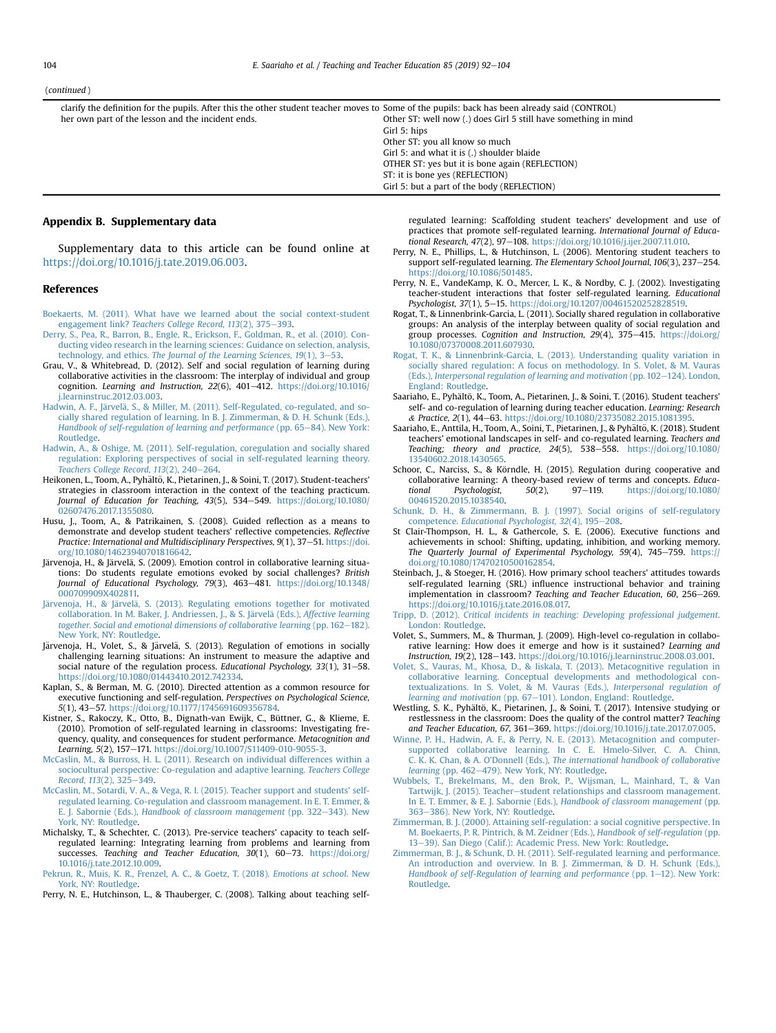(*continued*)

| | |
|---|---|
| clarify the definition for the pupils. After this the other student teacher moves to her own part of the lesson and the incident ends. | Some of the pupils: back has been already said (CONTROL)<br>Other ST: well now (.) does Girl 5 still have something in mind<br>Girl 5: hips<br>Other ST: you all know so much<br>Girl 5: and what it is (.) shoulder blaide<br>OTHER ST: yes but it is bone again (REFLECTION)<br>ST: it is bone yes (REFLECTION)<br>Girl 5: but a part of the body (REFLECTION) |

## Appendix B. Supplementary data

Supplementary data to this article can be found online at https://doi.org/10.1016/j.tate.2019.06.003.

## References

Boekaerts, M. (2011). What have we learned about the social context-student engagement link? *Teachers College Record, 113*(2), 375–393.

Derry, S., Pea, R., Barron, B., Engle, R., Erickson, F., Goldman, R., et al. (2010). Conducting video research in the learning sciences: Guidance on selection, analysis, technology, and ethics. *The Journal of the Learning Sciences, 19*(1), 3–53.

Grau, V., & Whitebread, D. (2012). Self and social regulation of learning during collaborative activities in the classroom: The interplay of individual and group cognition. *Learning and Instruction, 22*(6), 401–412. https://doi.org/10.1016/j.learninstruc.2012.03.003.

Hadwin, A. F., Järvelä, S., & Miller, M. (2011). Self-Regulated, co-regulated, and socially shared regulation of learning. In B. J. Zimmerman, & D. H. Schunk (Eds.), *Handbook of self-regulation of learning and performance* (pp. 65–84). New York: Routledge.

Hadwin, A., & Oshige, M. (2011). Self-regulation, coregulation and socially shared regulation: Exploring perspectives of social in self-regulated learning theory. *Teachers College Record, 113*(2), 240–264.

Heikonen, L., Toom, A., Pyhältö, K., Pietarinen, J., & Soini, T. (2017). Student-teachers' strategies in classroom interaction in the context of the teaching practicum. *Journal of Education for Teaching, 43*(5), 534–549. https://doi.org/10.1080/02607476.2017.1355080.

Husu, J., Toom, A., & Patrikainen, S. (2008). Guided reflection as a means to demonstrate and develop student teachers' reflective competencies. *Reflective Practice: International and Multidisciplinary Perspectives, 9*(1), 37–51. https://doi.org/10.1080/14623940701816642.

Järvenoja, H., & Järvelä, S. (2009). Emotion control in collaborative learning situations: Do students regulate emotions evoked by social challenges? *British Journal of Educational Psychology, 79*(3), 463–481. https://doi.org/10.1348/000709909X402811.

Järvenoja, H., & Järvelä, S. (2013). Regulating emotions together for motivated collaboration. In M. Baker, J. Andriessen, & S. Järvelä (Eds.), *Affective learning together. Social and emotional dimensions of collaborative learning* (pp. 162–182). New York, NY: Routledge.

Järvenoja, H., Volet, S., & Järvelä, S. (2013). Regulation of emotions in socially challenging learning situations: An instrument to measure the adaptive and social nature of the regulation process. *Educational Psychology, 33*(1), 31–58. https://doi.org/10.1080/01443410.2012.742334.

Kaplan, S., & Berman, M. G. (2010). Directed attention as a common resource for executive functioning and self-regulation. *Perspectives on Psychological Science, 5*(1), 43–57. https://doi.org/10.1177/1745691609356784.

Kistner, S., Rakoczy, K., Otto, B., Dignath-van Ewijk, C., Büttner, G., & Klieme, E. (2010). Promotion of self-regulated learning in classrooms: Investigating frequency, quality, and consequences for student performance. *Metacognition and Learning, 5*(2), 157–171. https://doi.org/10.1007/S11409-010-9055-3.

McCaslin, M., & Burross, H. L. (2011). Research on individual differences within a sociocultural perspective: Co-regulation and adaptive learning. *Teachers College Record, 113*(2), 325–349.

McCaslin, M., Sotardi, V. A., & Vega, R. I. (2015). Teacher support and students' self-regulated learning. Co-regulation and classroom management. In E. T. Emmer, & E. J. Sabornie (Eds.), *Handbook of classroom management* (pp. 322–343). New York, NY: Routledge.

Michalsky, T., & Schechter, C. (2013). Pre-service teachers' capacity to teach self-regulated learning: Integrating learning from problems and learning from successes. *Teaching and Teacher Education, 30*(1), 60–73. https://doi.org/10.1016/j.tate.2012.10.009.

Pekrun, R., Muis, K. R., Frenzel, A. C., & Goetz, T. (2018). *Emotions at school*. New York, NY: Routledge.

Perry, N. E., Hutchinson, L., & Thauberger, C. (2008). Talking about teaching self-regulated learning: Scaffolding student teachers' development and use of practices that promote self-regulated learning. *International Journal of Educational Research, 47*(2), 97–108. https://doi.org/10.1016/j.ijer.2007.11.010.

Perry, N. E., Phillips, L., & Hutchinson, L. (2006). Mentoring student teachers to support self-regulated learning. *The Elementary School Journal, 106*(3), 237–254. https://doi.org/10.1086/501485.

Perry, N. E., VandeKamp, K. O., Mercer, L. K., & Nordby, C. J. (2002). Investigating teacher-student interactions that foster self-regulated learning. *Educational Psychologist, 37*(1), 5–15. https://doi.org/10.1207/00461520252828519.

Rogat, T., & Linnenbrink-Garcia, L. (2011). Socially shared regulation in collaborative groups: An analysis of the interplay between quality of social regulation and group processes. *Cognition and Instruction, 29*(4), 375–415. https://doi.org/10.1080/07370008.2011.607930.

Rogat, T. K., & Linnenbrink-Garcia, L. (2013). Understanding quality variation in socially shared regulation: A focus on methodology. In S. Volet, & M. Vauras (Eds.), *Interpersonal regulation of learning and motivation* (pp. 102–124). London, England: Routledge.

Saariaho, E., Pyhältö, K., Toom, A., Pietarinen, J., & Soini, T. (2016). Student teachers' self- and co-regulation of learning during teacher education. *Learning: Research & Practice, 2*(1), 44–63. https://doi.org/10.1080/23735082.2015.1081395.

Saariaho, E., Anttila, H., Toom, A., Soini, T., Pietarinen, J., & Pyhältö, K. (2018). Student teachers' emotional landscapes in self- and co-regulated learning. *Teachers and Teaching; theory and practice, 24*(5), 538–558. https://doi.org/10.1080/13540602.2018.1430565.

Schoor, C., Narciss, S., & Körndle, H. (2015). Regulation during cooperative and collaborative learning: A theory-based review of terms and concepts. *Educational Psychologist, 50*(2), 97–119. https://doi.org/10.1080/00461520.2015.1038540.

Schunk, D. H., & Zimmermann, B. J. (1997). Social origins of self-regulatory competence. *Educational Psychologist, 32*(4), 195–208.

St Clair-Thompson, H. L., & Gathercole, S. E. (2006). Executive functions and achievements in school: Shifting, updating, inhibition, and working memory. *The Quarterly Journal of Experimental Psychology, 59*(4), 745–759. https://doi.org/10.1080/17470210500162854.

Steinbach, J., & Stoeger, H. (2016). How primary school teachers' attitudes towards self-regulated learning (SRL) influence instructional behavior and training implementation in classroom? *Teaching and Teacher Education, 60*, 256–269. https://doi.org/10.1016/j.tate.2016.08.017.

Tripp, D. (2012). *Critical incidents in teaching: Developing professional judgement*. London: Routledge.

Volet, S., Summers, M., & Thurman, J. (2009). High-level co-regulation in collaborative learning: How does it emerge and how is it sustained? *Learning and Instruction, 19*(2), 128–143. https://doi.org/10.1016/j.learninstruc.2008.03.001.

Volet, S., Vauras, M., Khosa, D., & Iiskala, T. (2013). Metacognitive regulation in collaborative learning. Conceptual developments and methodological contextualizations. In S. Volet, & M. Vauras (Eds.), *Interpersonal regulation of learning and motivation* (pp. 67–101). London, England: Routledge.

Westling, S. K., Pyhältö, K., Pietarinen, J., & Soini, T. (2017). Intensive studying or restlessness in the classroom: Does the quality of the control matter? *Teaching and Teacher Education, 67*, 361–369. https://doi.org/10.1016/j.tate.2017.07.005.

Winne, P. H., Hadwin, A. F., & Perry, N. E. (2013). Metacognition and computer-supported collaborative learning. In C. E. Hmelo-Silver, C. A. Chinn, C. K. K. Chan, & A. O'Donnell (Eds.), *The international handbook of collaborative learning* (pp. 462–479). New York, NY: Routledge.

Wubbels, T., Brekelmans, M., den Brok, P., Wijsman, L., Mainhard, T., & Van Tartwijk, J. (2015). Teacher–student relationships and classroom management. In E. T. Emmer, & E. J. Sabornie (Eds.), *Handbook of classroom management* (pp. 363–386). New York, NY: Routledge.

Zimmerman, B. J. (2000). Attaining self-regulation: a social cognitive perspective. In M. Boekaerts, P. R. Pintrich, & M. Zeidner (Eds.), *Handbook of self-regulation* (pp. 13–39). San Diego (Calif.): Academic Press. New York: Routledge.

Zimmerman, B. J., & Schunk, D. H. (2011). Self-regulated learning and performance. An introduction and overview. In B. J. Zimmerman, & D. H. Schunk (Eds.), *Handbook of self-Regulation of learning and performance* (pp. 1–12). New York: Routledge.